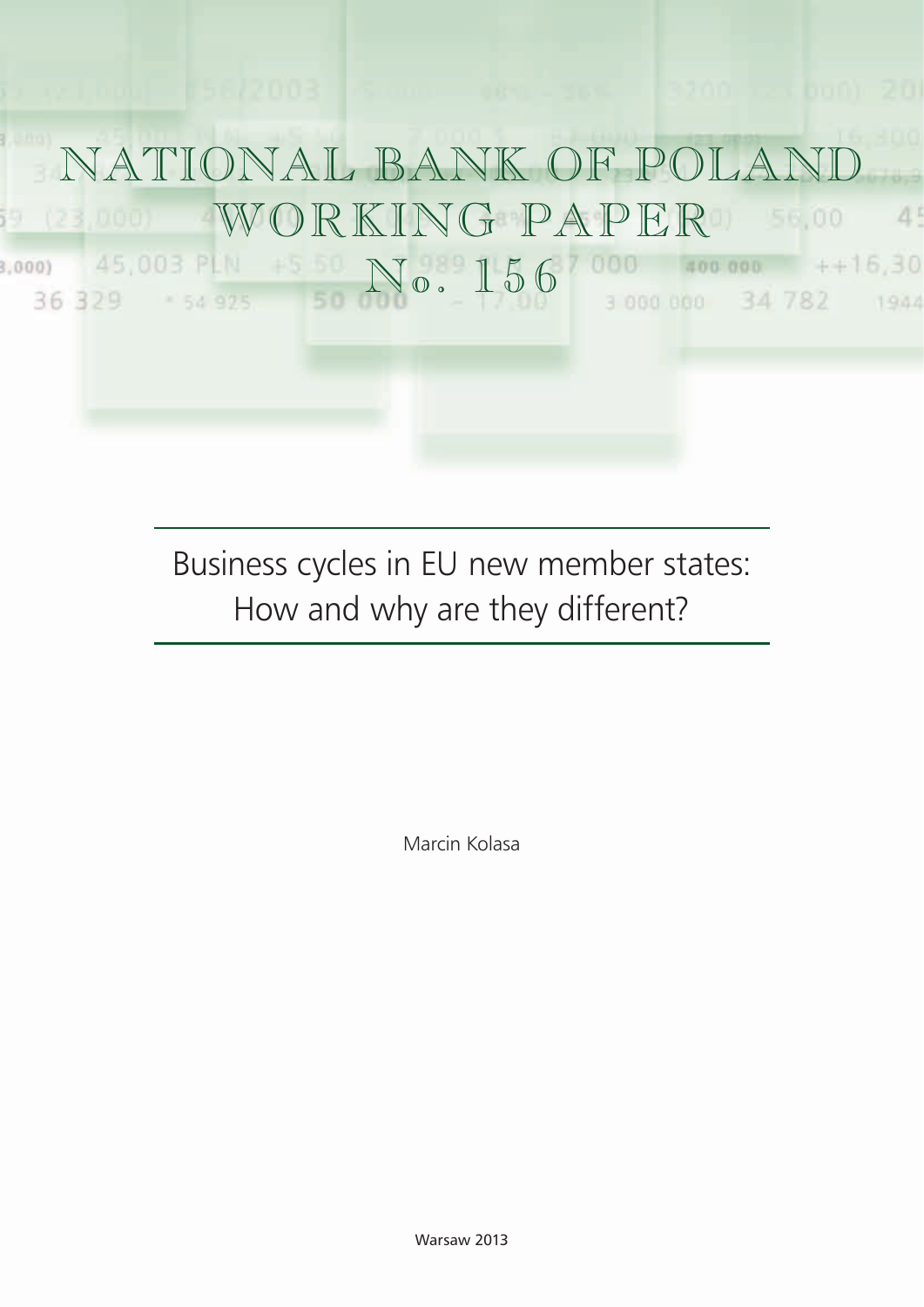# NATIONAL BANK OF POLAND WORKING PAPER No. 156

## Business cycles in EU new member states: How and why are they different?

Marcin Kolasa

Warsaw 2013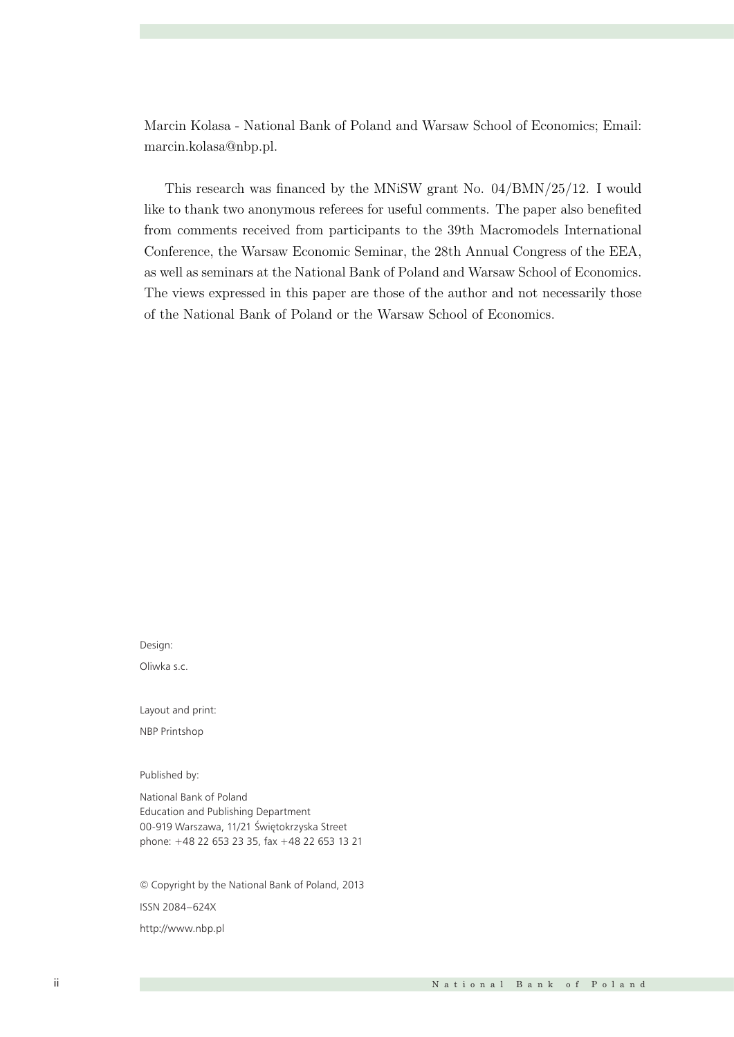Marcin Kolasa - National Bank of Poland and Warsaw School of Economics; Email: marcin.kolasa@nbp.pl.

This research was financed by the MNiSW grant No. 04/BMN/25/12. I would like to thank two anonymous referees for useful comments. The paper also benefited from comments received from participants to the 39th Macromodels International Conference, the Warsaw Economic Seminar, the 28th Annual Congress of the EEA, as well as seminars at the National Bank of Poland and Warsaw School of Economics. The views expressed in this paper are those of the author and not necessarily those of the National Bank of Poland or the Warsaw School of Economics.

Design:

Oliwka s.c.

Layout and print:

NBP Printshop

Published by:

National Bank of Poland
Education and Publishing Department
00-919 Warszawa, 11/21 Świętokrzyska Street
phone: +48 22 653 23 35, fax +48 22 653 13 21

© Copyright by the National Bank of Poland, 2013

ISSN 2084–624X

http://www.nbp.pl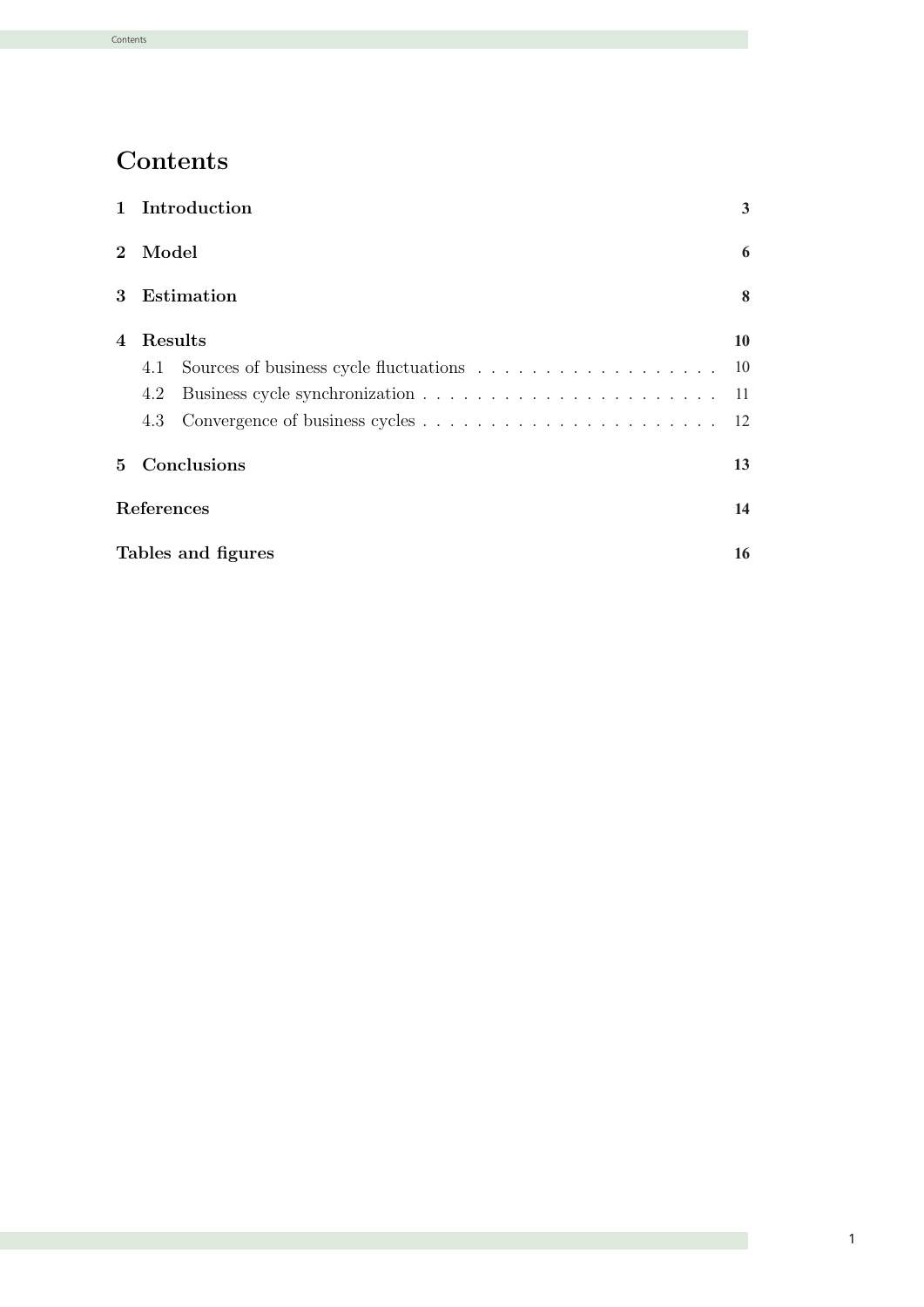# Contents

**1 Introduction** **3**

**2 Model** **6**

**3 Estimation** **8**

**4 Results** **10**

- 4.1 Sources of business cycle fluctuations . . . . . . . . . . . . . . . . . . 10
- 4.2 Business cycle synchronization . . . . . . . . . . . . . . . . . . . . . . 11
- 4.3 Convergence of business cycles . . . . . . . . . . . . . . . . . . . . . . 12

**5 Conclusions** **13**

**References** **14**

**Tables and figures** **16**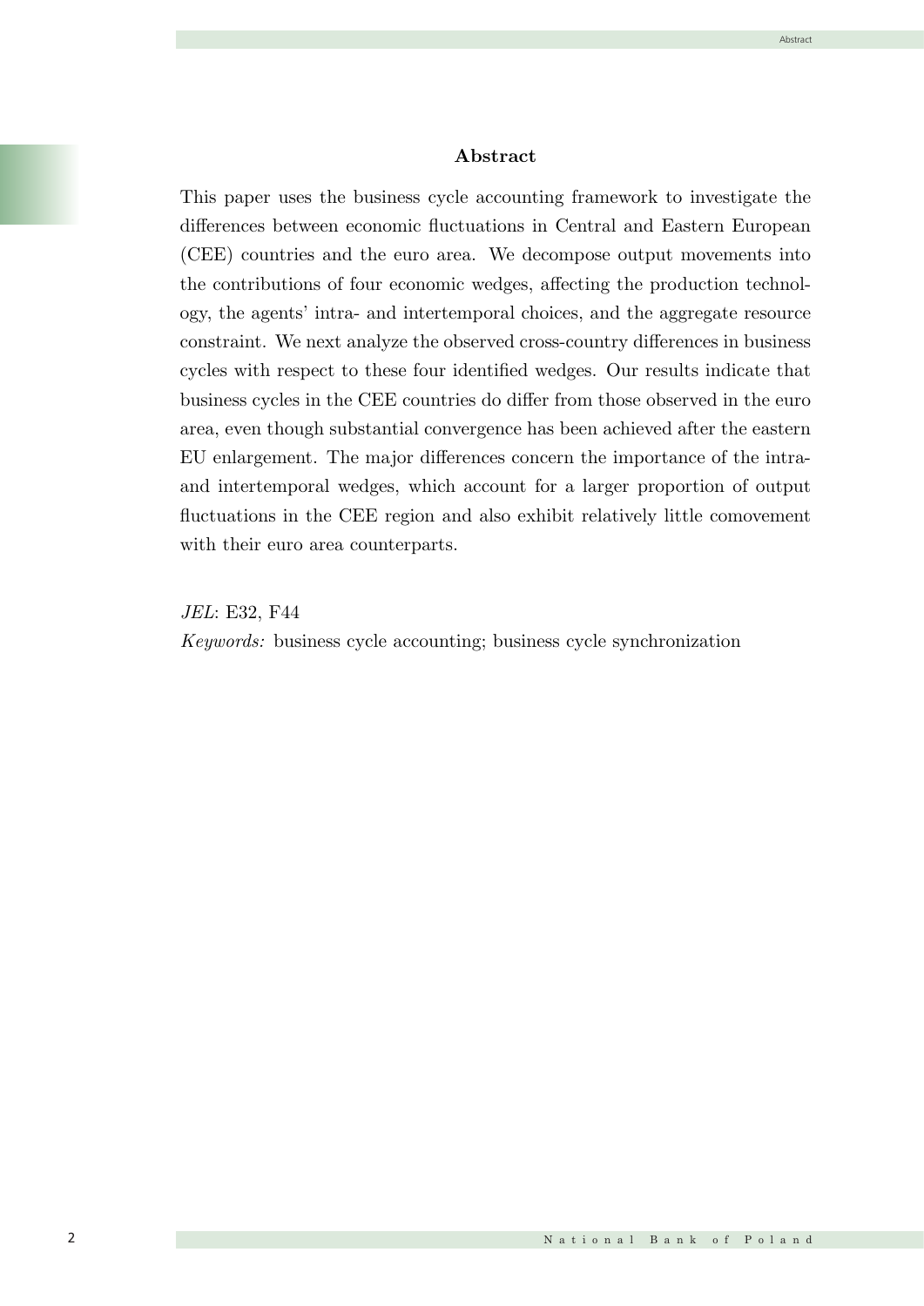## Abstract

This paper uses the business cycle accounting framework to investigate the differences between economic fluctuations in Central and Eastern European (CEE) countries and the euro area. We decompose output movements into the contributions of four economic wedges, affecting the production technology, the agents' intra- and intertemporal choices, and the aggregate resource constraint. We next analyze the observed cross-country differences in business cycles with respect to these four identified wedges. Our results indicate that business cycles in the CEE countries do differ from those observed in the euro area, even though substantial convergence has been achieved after the eastern EU enlargement. The major differences concern the importance of the intra- and intertemporal wedges, which account for a larger proportion of output fluctuations in the CEE region and also exhibit relatively little comovement with their euro area counterparts.

*JEL*: E32, F44

*Keywords:* business cycle accounting; business cycle synchronization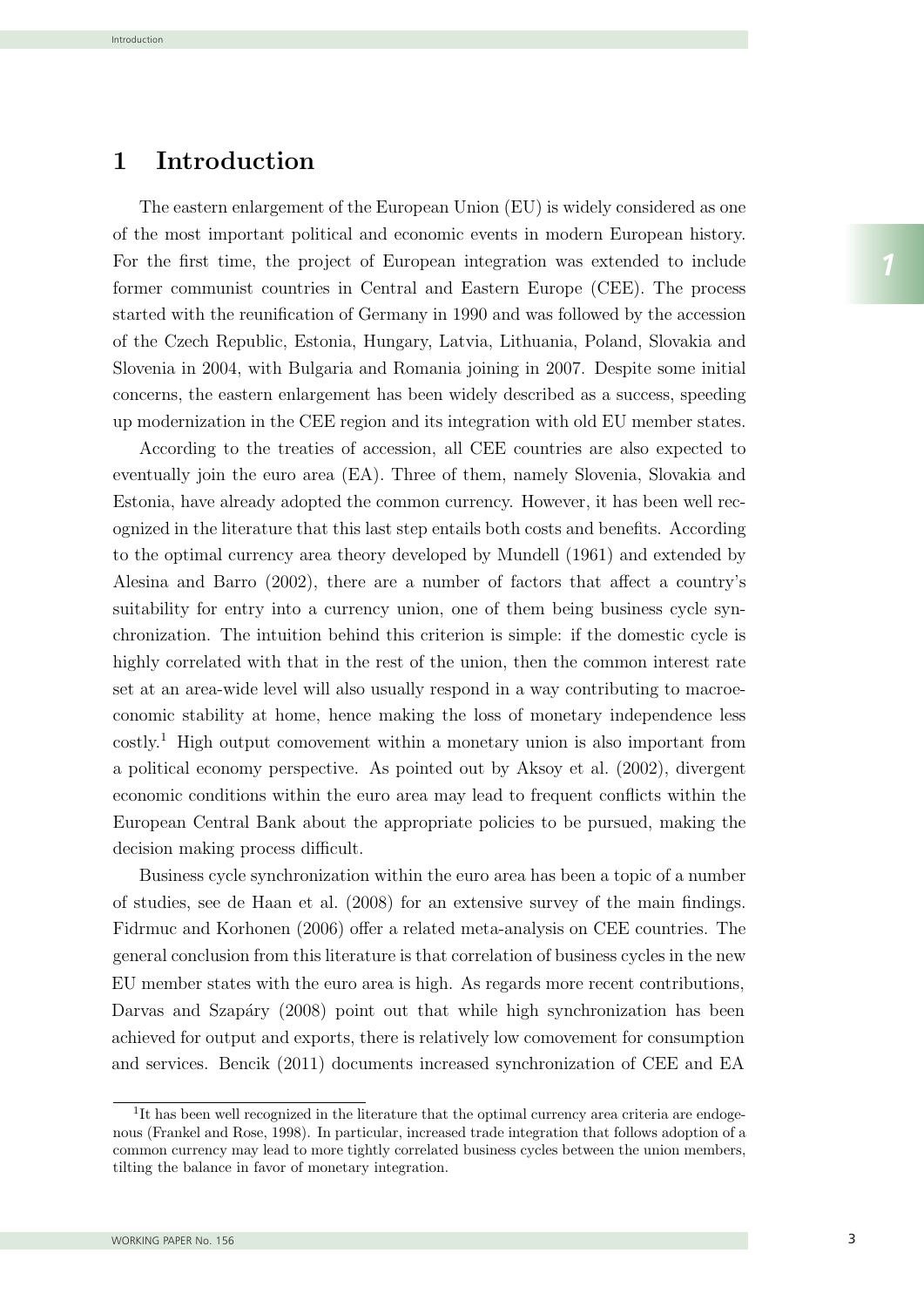# 1 Introduction

The eastern enlargement of the European Union (EU) is widely considered as one of the most important political and economic events in modern European history. For the first time, the project of European integration was extended to include former communist countries in Central and Eastern Europe (CEE). The process started with the reunification of Germany in 1990 and was followed by the accession of the Czech Republic, Estonia, Hungary, Latvia, Lithuania, Poland, Slovakia and Slovenia in 2004, with Bulgaria and Romania joining in 2007. Despite some initial concerns, the eastern enlargement has been widely described as a success, speeding up modernization in the CEE region and its integration with old EU member states.

According to the treaties of accession, all CEE countries are also expected to eventually join the euro area (EA). Three of them, namely Slovenia, Slovakia and Estonia, have already adopted the common currency. However, it has been well recognized in the literature that this last step entails both costs and benefits. According to the optimal currency area theory developed by Mundell (1961) and extended by Alesina and Barro (2002), there are a number of factors that affect a country's suitability for entry into a currency union, one of them being business cycle synchronization. The intuition behind this criterion is simple: if the domestic cycle is highly correlated with that in the rest of the union, then the common interest rate set at an area-wide level will also usually respond in a way contributing to macroeconomic stability at home, hence making the loss of monetary independence less costly.[1] High output comovement within a monetary union is also important from a political economy perspective. As pointed out by Aksoy et al. (2002), divergent economic conditions within the euro area may lead to frequent conflicts within the European Central Bank about the appropriate policies to be pursued, making the decision making process difficult.

Business cycle synchronization within the euro area has been a topic of a number of studies, see de Haan et al. (2008) for an extensive survey of the main findings. Fidrmuc and Korhonen (2006) offer a related meta-analysis on CEE countries. The general conclusion from this literature is that correlation of business cycles in the new EU member states with the euro area is high. As regards more recent contributions, Darvas and Szapáry (2008) point out that while high synchronization has been achieved for output and exports, there is relatively low comovement for consumption and services. Bencik (2011) documents increased synchronization of CEE and EA

[1] It has been well recognized in the literature that the optimal currency area criteria are endogenous (Frankel and Rose, 1998). In particular, increased trade integration that follows adoption of a common currency may lead to more tightly correlated business cycles between the union members, tilting the balance in favor of monetary integration.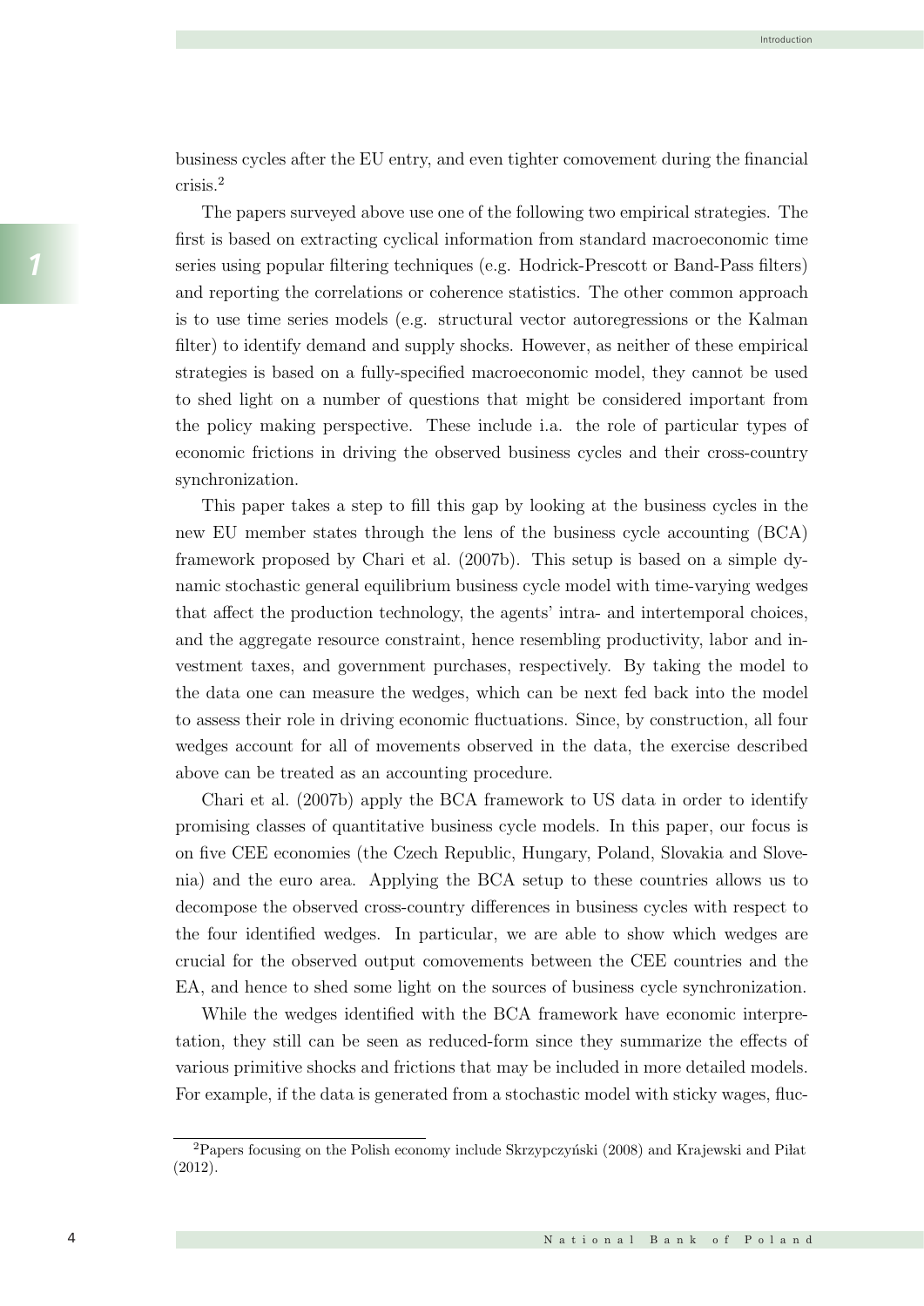business cycles after the EU entry, and even tighter comovement during the financial crisis.[2]

The papers surveyed above use one of the following two empirical strategies. The first is based on extracting cyclical information from standard macroeconomic time series using popular filtering techniques (e.g. Hodrick-Prescott or Band-Pass filters) and reporting the correlations or coherence statistics. The other common approach is to use time series models (e.g. structural vector autoregressions or the Kalman filter) to identify demand and supply shocks. However, as neither of these empirical strategies is based on a fully-specified macroeconomic model, they cannot be used to shed light on a number of questions that might be considered important from the policy making perspective. These include i.a. the role of particular types of economic frictions in driving the observed business cycles and their cross-country synchronization.

This paper takes a step to fill this gap by looking at the business cycles in the new EU member states through the lens of the business cycle accounting (BCA) framework proposed by Chari et al. (2007b). This setup is based on a simple dynamic stochastic general equilibrium business cycle model with time-varying wedges that affect the production technology, the agents' intra- and intertemporal choices, and the aggregate resource constraint, hence resembling productivity, labor and investment taxes, and government purchases, respectively. By taking the model to the data one can measure the wedges, which can be next fed back into the model to assess their role in driving economic fluctuations. Since, by construction, all four wedges account for all of movements observed in the data, the exercise described above can be treated as an accounting procedure.

Chari et al. (2007b) apply the BCA framework to US data in order to identify promising classes of quantitative business cycle models. In this paper, our focus is on five CEE economies (the Czech Republic, Hungary, Poland, Slovakia and Slovenia) and the euro area. Applying the BCA setup to these countries allows us to decompose the observed cross-country differences in business cycles with respect to the four identified wedges. In particular, we are able to show which wedges are crucial for the observed output comovements between the CEE countries and the EA, and hence to shed some light on the sources of business cycle synchronization.

While the wedges identified with the BCA framework have economic interpretation, they still can be seen as reduced-form since they summarize the effects of various primitive shocks and frictions that may be included in more detailed models. For example, if the data is generated from a stochastic model with sticky wages, fluc-

[2] Papers focusing on the Polish economy include Skrzypczyński (2008) and Krajewski and Piłat (2012).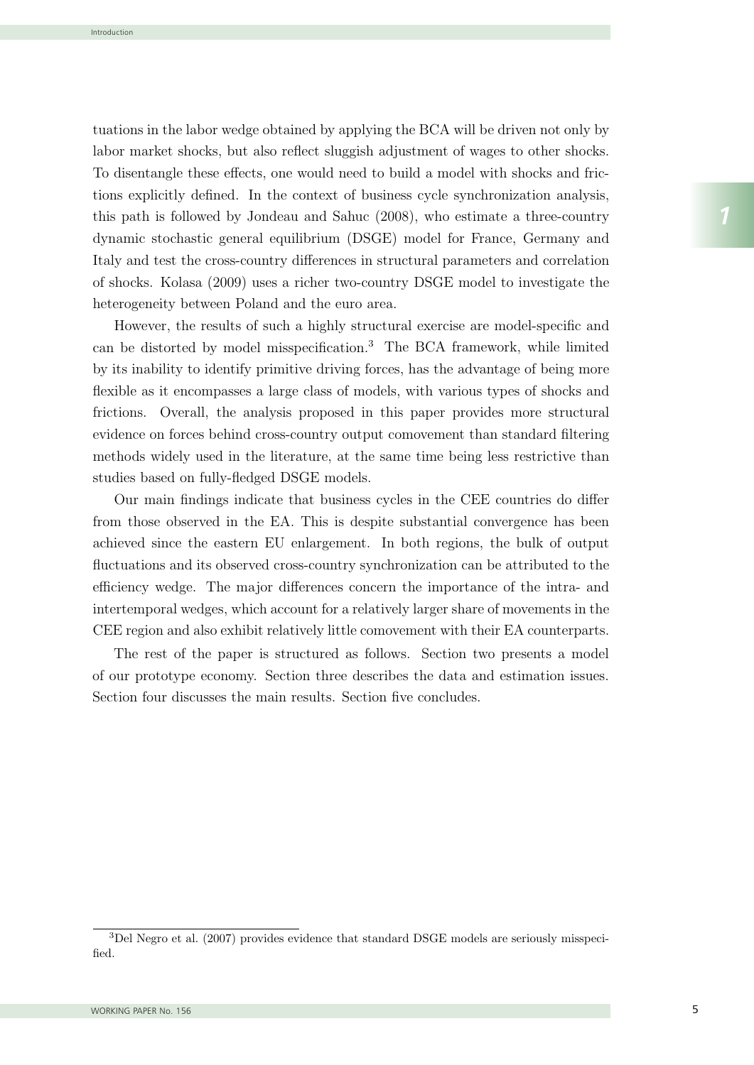tuations in the labor wedge obtained by applying the BCA will be driven not only by labor market shocks, but also reflect sluggish adjustment of wages to other shocks. To disentangle these effects, one would need to build a model with shocks and frictions explicitly defined. In the context of business cycle synchronization analysis, this path is followed by Jondeau and Sahuc (2008), who estimate a three-country dynamic stochastic general equilibrium (DSGE) model for France, Germany and Italy and test the cross-country differences in structural parameters and correlation of shocks. Kolasa (2009) uses a richer two-country DSGE model to investigate the heterogeneity between Poland and the euro area.

However, the results of such a highly structural exercise are model-specific and can be distorted by model misspecification.[3] The BCA framework, while limited by its inability to identify primitive driving forces, has the advantage of being more flexible as it encompasses a large class of models, with various types of shocks and frictions. Overall, the analysis proposed in this paper provides more structural evidence on forces behind cross-country output comovement than standard filtering methods widely used in the literature, at the same time being less restrictive than studies based on fully-fledged DSGE models.

Our main findings indicate that business cycles in the CEE countries do differ from those observed in the EA. This is despite substantial convergence has been achieved since the eastern EU enlargement. In both regions, the bulk of output fluctuations and its observed cross-country synchronization can be attributed to the efficiency wedge. The major differences concern the importance of the intra- and intertemporal wedges, which account for a relatively larger share of movements in the CEE region and also exhibit relatively little comovement with their EA counterparts.

The rest of the paper is structured as follows. Section two presents a model of our prototype economy. Section three describes the data and estimation issues. Section four discusses the main results. Section five concludes.

[3] Del Negro et al. (2007) provides evidence that standard DSGE models are seriously misspecified.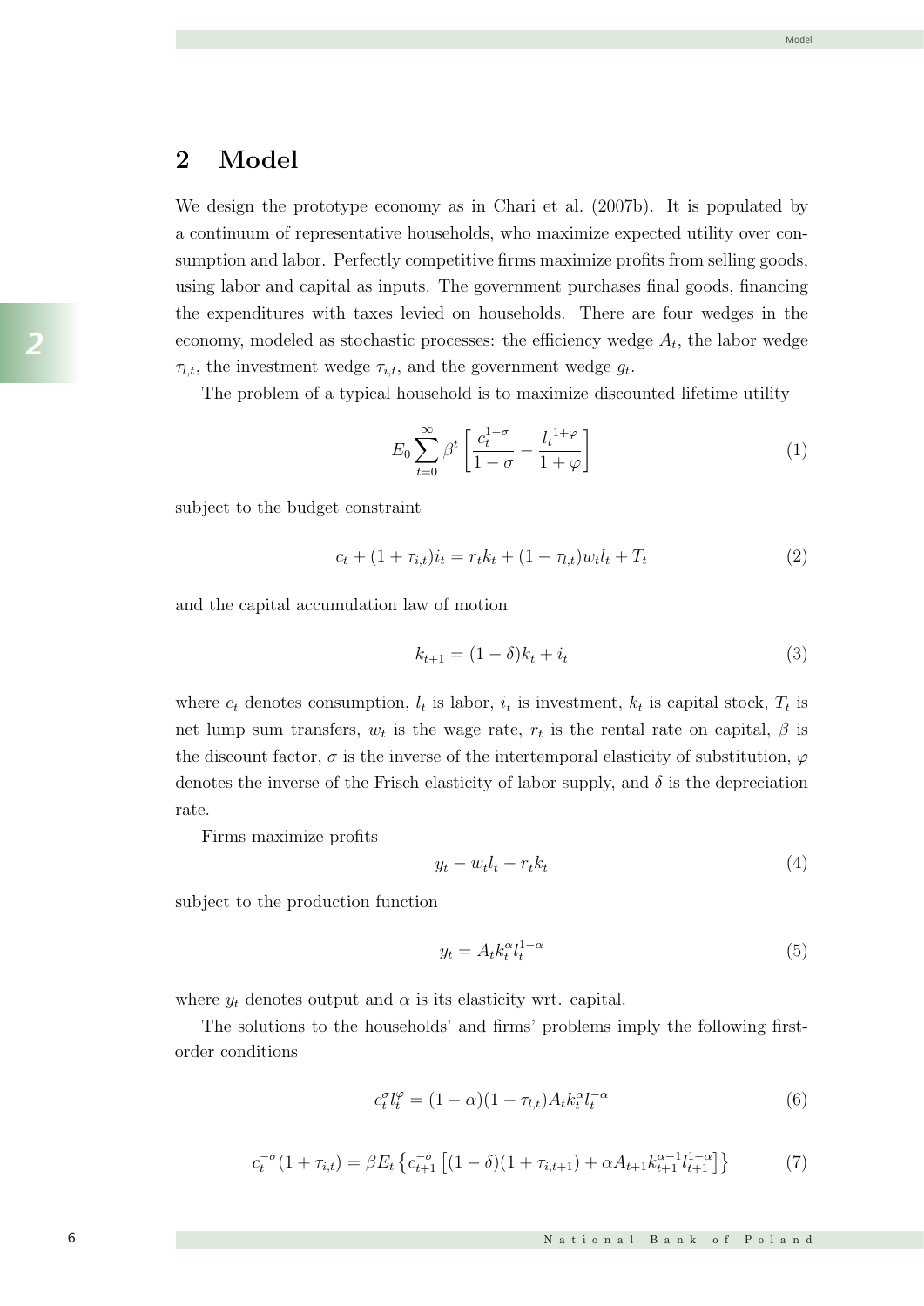# 2 Model

We design the prototype economy as in Chari et al. (2007b). It is populated by a continuum of representative households, who maximize expected utility over consumption and labor. Perfectly competitive firms maximize profits from selling goods, using labor and capital as inputs. The government purchases final goods, financing the expenditures with taxes levied on households. There are four wedges in the economy, modeled as stochastic processes: the efficiency wedge $A_t$, the labor wedge $\tau_{l,t}$, the investment wedge $\tau_{i,t}$, and the government wedge $g_t$.

The problem of a typical household is to maximize discounted lifetime utility

$$E_0 \sum_{t=0}^{\infty} \beta^t \left[ \frac{c_t^{1-\sigma}}{1-\sigma} - \frac{l_t^{1+\varphi}}{1+\varphi} \right] \tag{1}$$

subject to the budget constraint

$$c_t + (1+\tau_{i,t}) i_t = r_t k_t + (1-\tau_{l,t}) w_t l_t + T_t \tag{2}$$

and the capital accumulation law of motion

$$k_{t+1} = (1-\delta) k_t + i_t \tag{3}$$

where $c_t$ denotes consumption, $l_t$ is labor, $i_t$ is investment, $k_t$ is capital stock, $T_t$ is net lump sum transfers, $w_t$ is the wage rate, $r_t$ is the rental rate on capital, $\beta$ is the discount factor, $\sigma$ is the inverse of the intertemporal elasticity of substitution, $\varphi$ denotes the inverse of the Frisch elasticity of labor supply, and $\delta$ is the depreciation rate.

Firms maximize profits

$$y_t - w_t l_t - r_t k_t \tag{4}$$

subject to the production function

$$y_t = A_t k_t^{\alpha} l_t^{1-\alpha} \tag{5}$$

where $y_t$ denotes output and $\alpha$ is its elasticity wrt. capital.

The solutions to the households' and firms' problems imply the following first-order conditions

$$c_t^{\sigma} l_t^{\varphi} = (1-\alpha)(1-\tau_{l,t}) A_t k_t^{\alpha} l_t^{-\alpha} \tag{6}$$

$$c_t^{-\sigma}(1+\tau_{i,t}) = \beta E_t \left\{ c_{t+1}^{-\sigma} \left[ (1-\delta)(1+\tau_{i,t+1}) + \alpha A_{t+1} k_{t+1}^{\alpha-1} l_{t+1}^{1-\alpha} \right] \right\} \tag{7}$$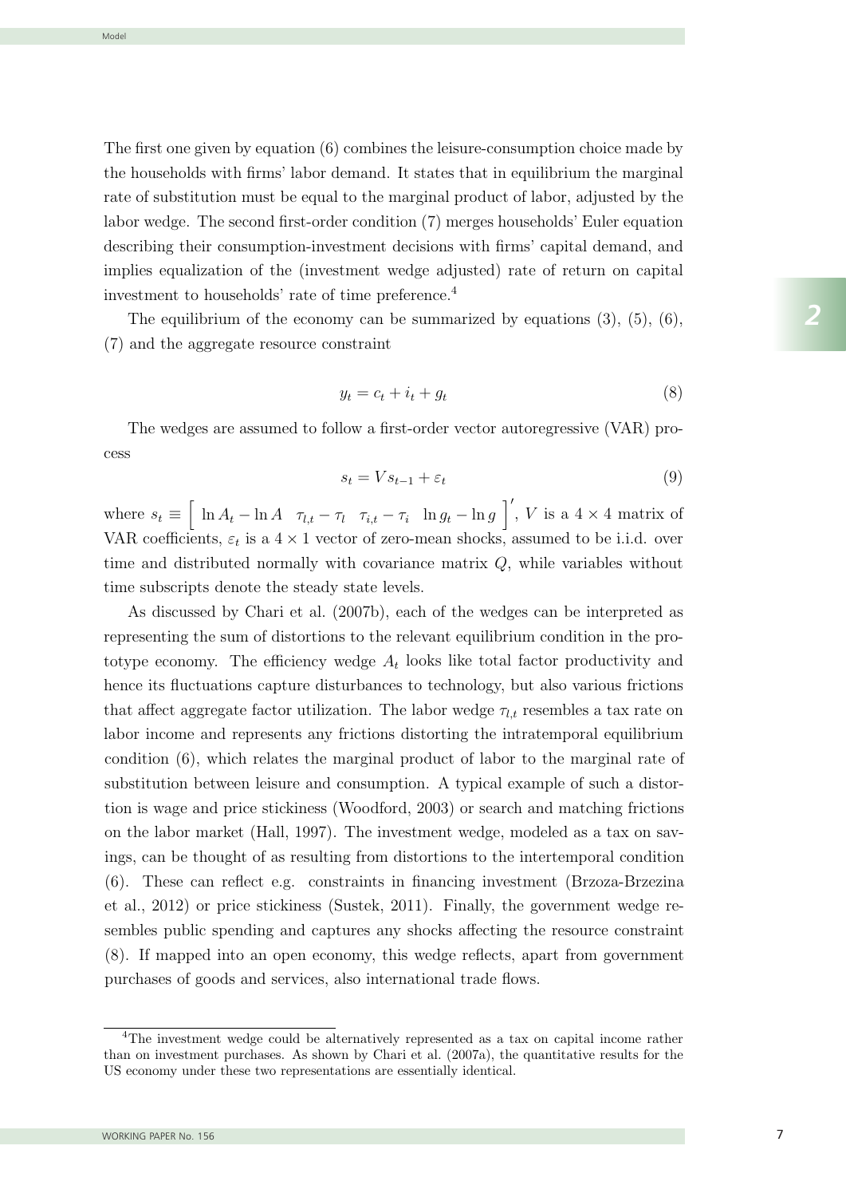The first one given by equation (6) combines the leisure-consumption choice made by the households with firms' labor demand. It states that in equilibrium the marginal rate of substitution must be equal to the marginal product of labor, adjusted by the labor wedge. The second first-order condition (7) merges households' Euler equation describing their consumption-investment decisions with firms' capital demand, and implies equalization of the (investment wedge adjusted) rate of return on capital investment to households' rate of time preference.[4]

The equilibrium of the economy can be summarized by equations (3), (5), (6), (7) and the aggregate resource constraint

$$y_t = c_t + i_t + g_t \tag{8}$$

The wedges are assumed to follow a first-order vector autoregressive (VAR) process

$$s_t = V s_{t-1} + \varepsilon_t \tag{9}$$

where $s_t \equiv \left[ \begin{array}{cccc} \ln A_t - \ln A & \tau_{l,t} - \tau_l & \tau_{i,t} - \tau_i & \ln g_t - \ln g \end{array} \right]'$, $V$ is a $4 \times 4$ matrix of VAR coefficients, $\varepsilon_t$ is a $4 \times 1$ vector of zero-mean shocks, assumed to be i.i.d. over time and distributed normally with covariance matrix $Q$, while variables without time subscripts denote the steady state levels.

As discussed by Chari et al. (2007b), each of the wedges can be interpreted as representing the sum of distortions to the relevant equilibrium condition in the prototype economy. The efficiency wedge $A_t$ looks like total factor productivity and hence its fluctuations capture disturbances to technology, but also various frictions that affect aggregate factor utilization. The labor wedge $\tau_{l,t}$ resembles a tax rate on labor income and represents any frictions distorting the intratemporal equilibrium condition (6), which relates the marginal product of labor to the marginal rate of substitution between leisure and consumption. A typical example of such a distortion is wage and price stickiness (Woodford, 2003) or search and matching frictions on the labor market (Hall, 1997). The investment wedge, modeled as a tax on savings, can be thought of as resulting from distortions to the intertemporal condition (6). These can reflect e.g. constraints in financing investment (Brzoza-Brzezina et al., 2012) or price stickiness (Sustek, 2011). Finally, the government wedge resembles public spending and captures any shocks affecting the resource constraint (8). If mapped into an open economy, this wedge reflects, apart from government purchases of goods and services, also international trade flows.

[4] The investment wedge could be alternatively represented as a tax on capital income rather than on investment purchases. As shown by Chari et al. (2007a), the quantitative results for the US economy under these two representations are essentially identical.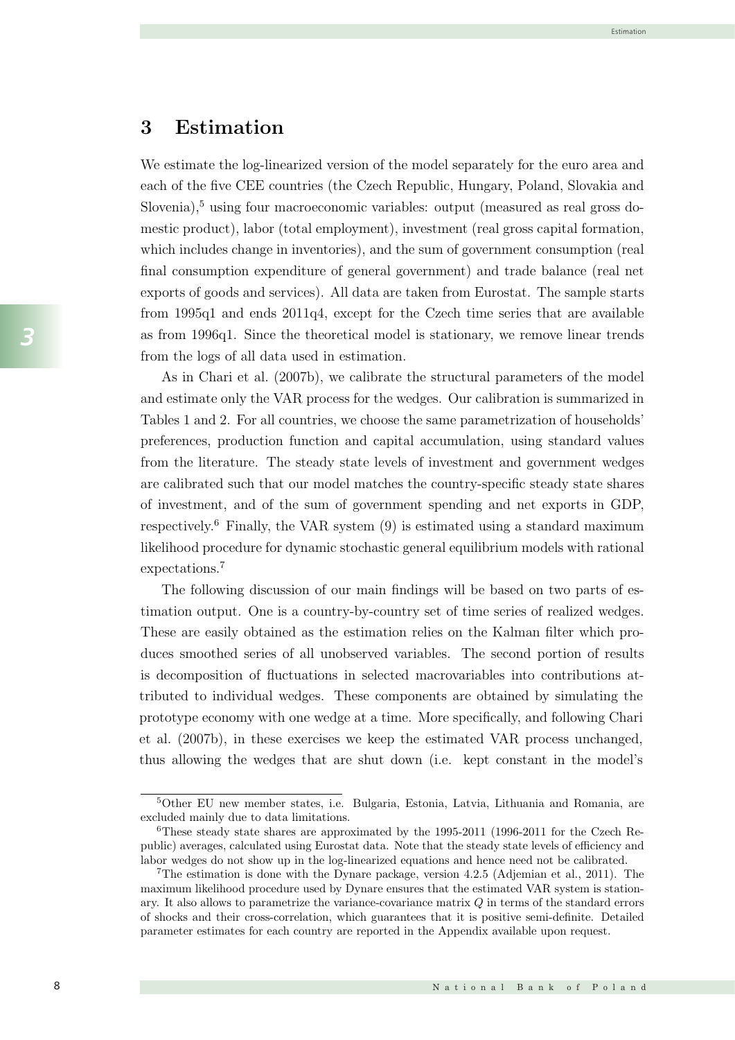# 3 Estimation

We estimate the log-linearized version of the model separately for the euro area and each of the five CEE countries (the Czech Republic, Hungary, Poland, Slovakia and Slovenia),[5] using four macroeconomic variables: output (measured as real gross domestic product), labor (total employment), investment (real gross capital formation, which includes change in inventories), and the sum of government consumption (real final consumption expenditure of general government) and trade balance (real net exports of goods and services). All data are taken from Eurostat. The sample starts from 1995q1 and ends 2011q4, except for the Czech time series that are available as from 1996q1. Since the theoretical model is stationary, we remove linear trends from the logs of all data used in estimation.

As in Chari et al. (2007b), we calibrate the structural parameters of the model and estimate only the VAR process for the wedges. Our calibration is summarized in Tables 1 and 2. For all countries, we choose the same parametrization of households' preferences, production function and capital accumulation, using standard values from the literature. The steady state levels of investment and government wedges are calibrated such that our model matches the country-specific steady state shares of investment, and of the sum of government spending and net exports in GDP, respectively.[6] Finally, the VAR system (9) is estimated using a standard maximum likelihood procedure for dynamic stochastic general equilibrium models with rational expectations.[7]

The following discussion of our main findings will be based on two parts of estimation output. One is a country-by-country set of time series of realized wedges. These are easily obtained as the estimation relies on the Kalman filter which produces smoothed series of all unobserved variables. The second portion of results is decomposition of fluctuations in selected macrovariables into contributions attributed to individual wedges. These components are obtained by simulating the prototype economy with one wedge at a time. More specifically, and following Chari et al. (2007b), in these exercises we keep the estimated VAR process unchanged, thus allowing the wedges that are shut down (i.e. kept constant in the model's

---

[5] Other EU new member states, i.e. Bulgaria, Estonia, Latvia, Lithuania and Romania, are excluded mainly due to data limitations.

[6] These steady state shares are approximated by the 1995-2011 (1996-2011 for the Czech Republic) averages, calculated using Eurostat data. Note that the steady state levels of efficiency and labor wedges do not show up in the log-linearized equations and hence need not be calibrated.

[7] The estimation is done with the Dynare package, version 4.2.5 (Adjemian et al., 2011). The maximum likelihood procedure used by Dynare ensures that the estimated VAR system is stationary. It also allows to parametrize the variance-covariance matrix $Q$ in terms of the standard errors of shocks and their cross-correlation, which guarantees that it is positive semi-definite. Detailed parameter estimates for each country are reported in the Appendix available upon request.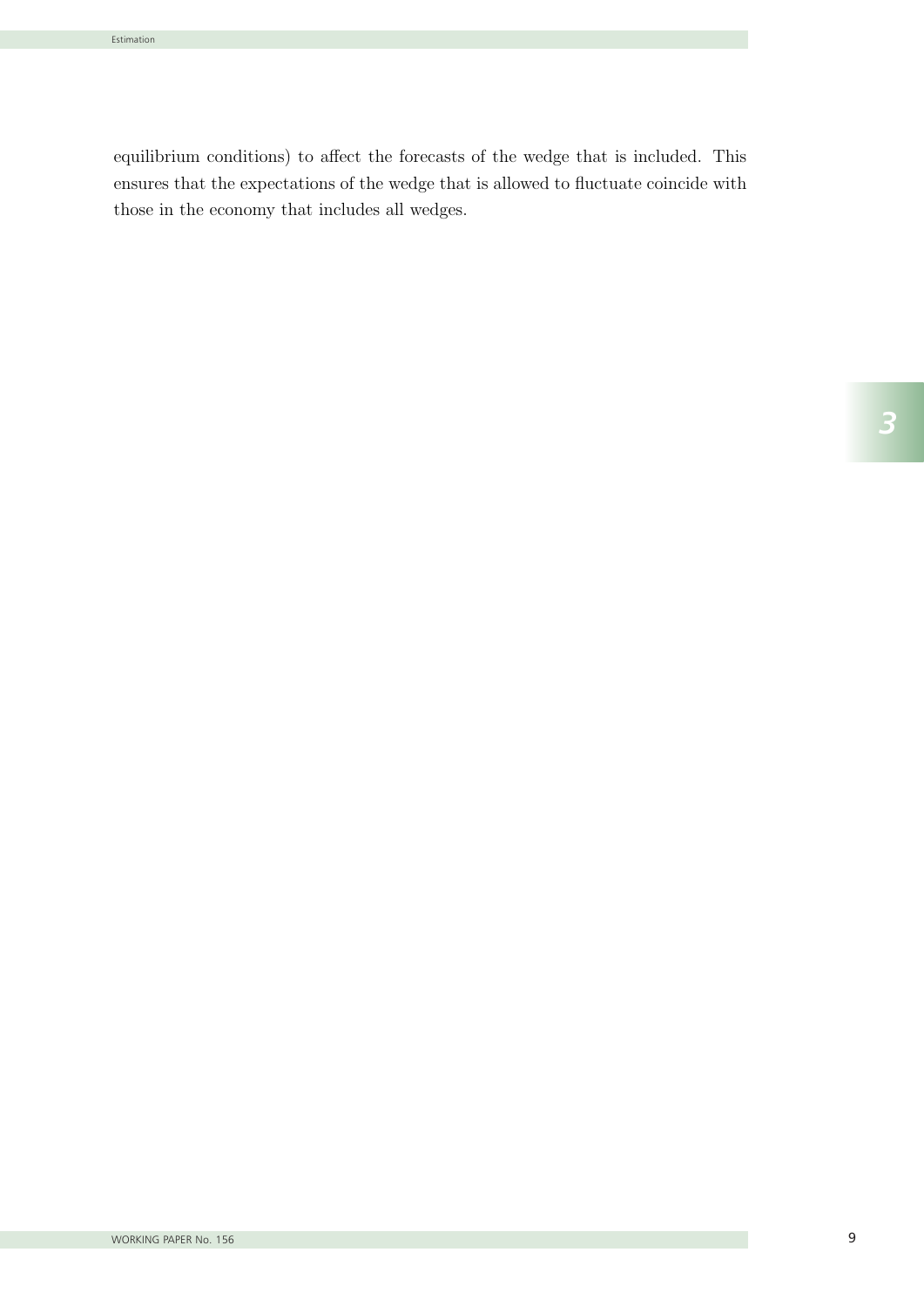equilibrium conditions) to affect the forecasts of the wedge that is included. This ensures that the expectations of the wedge that is allowed to fluctuate coincide with those in the economy that includes all wedges.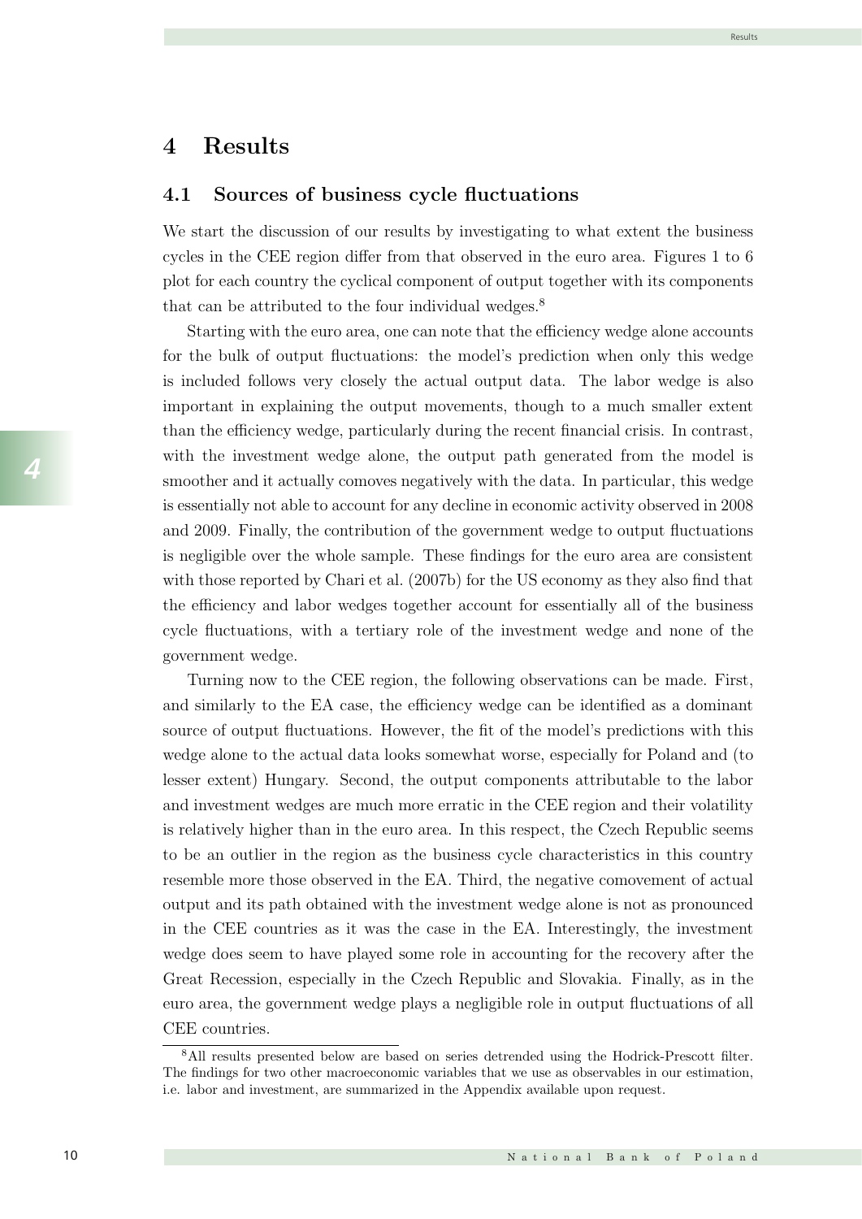# 4 Results

## 4.1 Sources of business cycle fluctuations

We start the discussion of our results by investigating to what extent the business cycles in the CEE region differ from that observed in the euro area. Figures 1 to 6 plot for each country the cyclical component of output together with its components that can be attributed to the four individual wedges.[8]

Starting with the euro area, one can note that the efficiency wedge alone accounts for the bulk of output fluctuations: the model's prediction when only this wedge is included follows very closely the actual output data. The labor wedge is also important in explaining the output movements, though to a much smaller extent than the efficiency wedge, particularly during the recent financial crisis. In contrast, with the investment wedge alone, the output path generated from the model is smoother and it actually comoves negatively with the data. In particular, this wedge is essentially not able to account for any decline in economic activity observed in 2008 and 2009. Finally, the contribution of the government wedge to output fluctuations is negligible over the whole sample. These findings for the euro area are consistent with those reported by Chari et al. (2007b) for the US economy as they also find that the efficiency and labor wedges together account for essentially all of the business cycle fluctuations, with a tertiary role of the investment wedge and none of the government wedge.

Turning now to the CEE region, the following observations can be made. First, and similarly to the EA case, the efficiency wedge can be identified as a dominant source of output fluctuations. However, the fit of the model's predictions with this wedge alone to the actual data looks somewhat worse, especially for Poland and (to lesser extent) Hungary. Second, the output components attributable to the labor and investment wedges are much more erratic in the CEE region and their volatility is relatively higher than in the euro area. In this respect, the Czech Republic seems to be an outlier in the region as the business cycle characteristics in this country resemble more those observed in the EA. Third, the negative comovement of actual output and its path obtained with the investment wedge alone is not as pronounced in the CEE countries as it was the case in the EA. Interestingly, the investment wedge does seem to have played some role in accounting for the recovery after the Great Recession, especially in the Czech Republic and Slovakia. Finally, as in the euro area, the government wedge plays a negligible role in output fluctuations of all CEE countries.

[8] All results presented below are based on series detrended using the Hodrick-Prescott filter. The findings for two other macroeconomic variables that we use as observables in our estimation, i.e. labor and investment, are summarized in the Appendix available upon request.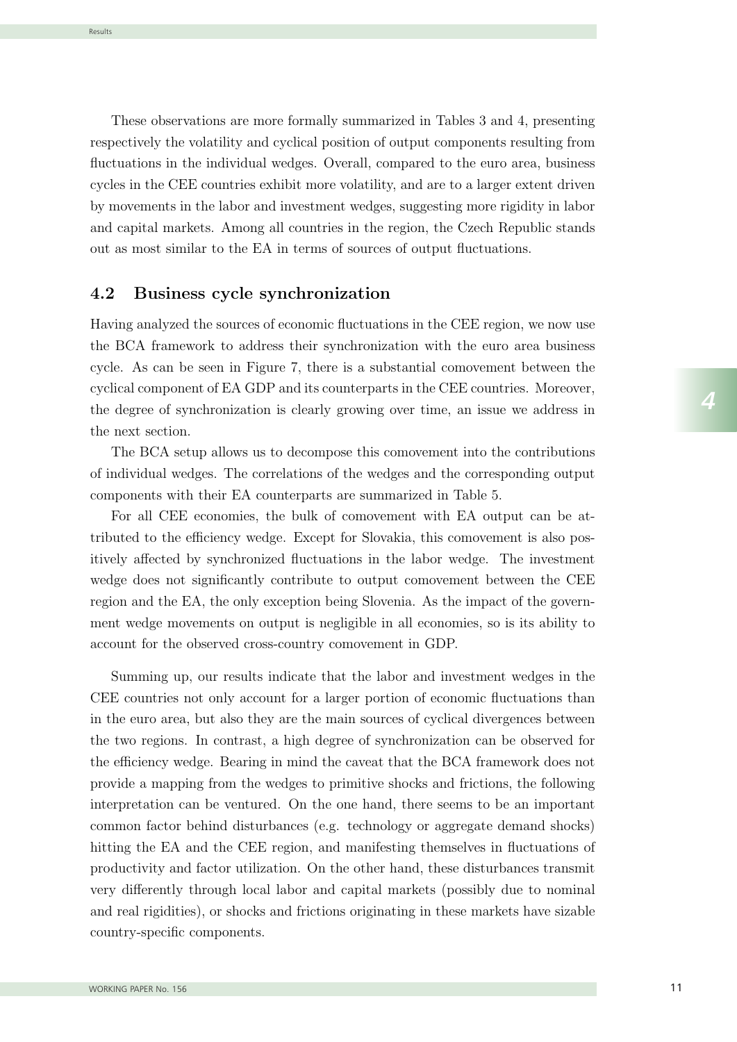These observations are more formally summarized in Tables 3 and 4, presenting respectively the volatility and cyclical position of output components resulting from fluctuations in the individual wedges. Overall, compared to the euro area, business cycles in the CEE countries exhibit more volatility, and are to a larger extent driven by movements in the labor and investment wedges, suggesting more rigidity in labor and capital markets. Among all countries in the region, the Czech Republic stands out as most similar to the EA in terms of sources of output fluctuations.

## 4.2 Business cycle synchronization

Having analyzed the sources of economic fluctuations in the CEE region, we now use the BCA framework to address their synchronization with the euro area business cycle. As can be seen in Figure 7, there is a substantial comovement between the cyclical component of EA GDP and its counterparts in the CEE countries. Moreover, the degree of synchronization is clearly growing over time, an issue we address in the next section.

The BCA setup allows us to decompose this comovement into the contributions of individual wedges. The correlations of the wedges and the corresponding output components with their EA counterparts are summarized in Table 5.

For all CEE economies, the bulk of comovement with EA output can be attributed to the efficiency wedge. Except for Slovakia, this comovement is also positively affected by synchronized fluctuations in the labor wedge. The investment wedge does not significantly contribute to output comovement between the CEE region and the EA, the only exception being Slovenia. As the impact of the government wedge movements on output is negligible in all economies, so is its ability to account for the observed cross-country comovement in GDP.

Summing up, our results indicate that the labor and investment wedges in the CEE countries not only account for a larger portion of economic fluctuations than in the euro area, but also they are the main sources of cyclical divergences between the two regions. In contrast, a high degree of synchronization can be observed for the efficiency wedge. Bearing in mind the caveat that the BCA framework does not provide a mapping from the wedges to primitive shocks and frictions, the following interpretation can be ventured. On the one hand, there seems to be an important common factor behind disturbances (e.g. technology or aggregate demand shocks) hitting the EA and the CEE region, and manifesting themselves in fluctuations of productivity and factor utilization. On the other hand, these disturbances transmit very differently through local labor and capital markets (possibly due to nominal and real rigidities), or shocks and frictions originating in these markets have sizable country-specific components.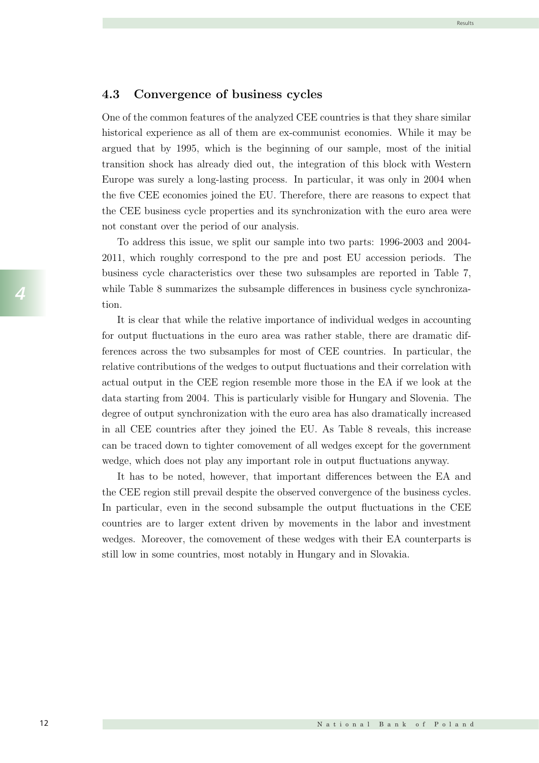### 4.3 Convergence of business cycles

One of the common features of the analyzed CEE countries is that they share similar historical experience as all of them are ex-communist economies. While it may be argued that by 1995, which is the beginning of our sample, most of the initial transition shock has already died out, the integration of this block with Western Europe was surely a long-lasting process. In particular, it was only in 2004 when the five CEE economies joined the EU. Therefore, there are reasons to expect that the CEE business cycle properties and its synchronization with the euro area were not constant over the period of our analysis.

To address this issue, we split our sample into two parts: 1996-2003 and 2004-2011, which roughly correspond to the pre and post EU accession periods. The business cycle characteristics over these two subsamples are reported in Table 7, while Table 8 summarizes the subsample differences in business cycle synchronization.

It is clear that while the relative importance of individual wedges in accounting for output fluctuations in the euro area was rather stable, there are dramatic differences across the two subsamples for most of CEE countries. In particular, the relative contributions of the wedges to output fluctuations and their correlation with actual output in the CEE region resemble more those in the EA if we look at the data starting from 2004. This is particularly visible for Hungary and Slovenia. The degree of output synchronization with the euro area has also dramatically increased in all CEE countries after they joined the EU. As Table 8 reveals, this increase can be traced down to tighter comovement of all wedges except for the government wedge, which does not play any important role in output fluctuations anyway.

It has to be noted, however, that important differences between the EA and the CEE region still prevail despite the observed convergence of the business cycles. In particular, even in the second subsample the output fluctuations in the CEE countries are to larger extent driven by movements in the labor and investment wedges. Moreover, the comovement of these wedges with their EA counterparts is still low in some countries, most notably in Hungary and in Slovakia.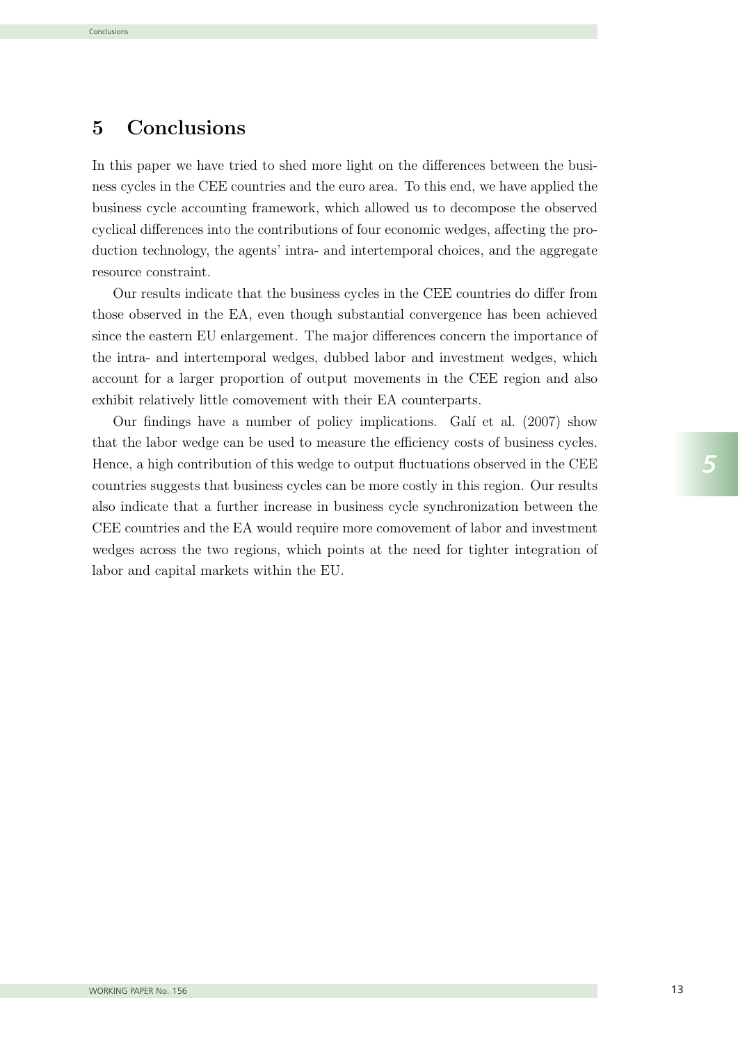# 5 Conclusions

In this paper we have tried to shed more light on the differences between the business cycles in the CEE countries and the euro area. To this end, we have applied the business cycle accounting framework, which allowed us to decompose the observed cyclical differences into the contributions of four economic wedges, affecting the production technology, the agents' intra- and intertemporal choices, and the aggregate resource constraint.

Our results indicate that the business cycles in the CEE countries do differ from those observed in the EA, even though substantial convergence has been achieved since the eastern EU enlargement. The major differences concern the importance of the intra- and intertemporal wedges, dubbed labor and investment wedges, which account for a larger proportion of output movements in the CEE region and also exhibit relatively little comovement with their EA counterparts.

Our findings have a number of policy implications. Galí et al. (2007) show that the labor wedge can be used to measure the efficiency costs of business cycles. Hence, a high contribution of this wedge to output fluctuations observed in the CEE countries suggests that business cycles can be more costly in this region. Our results also indicate that a further increase in business cycle synchronization between the CEE countries and the EA would require more comovement of labor and investment wedges across the two regions, which points at the need for tighter integration of labor and capital markets within the EU.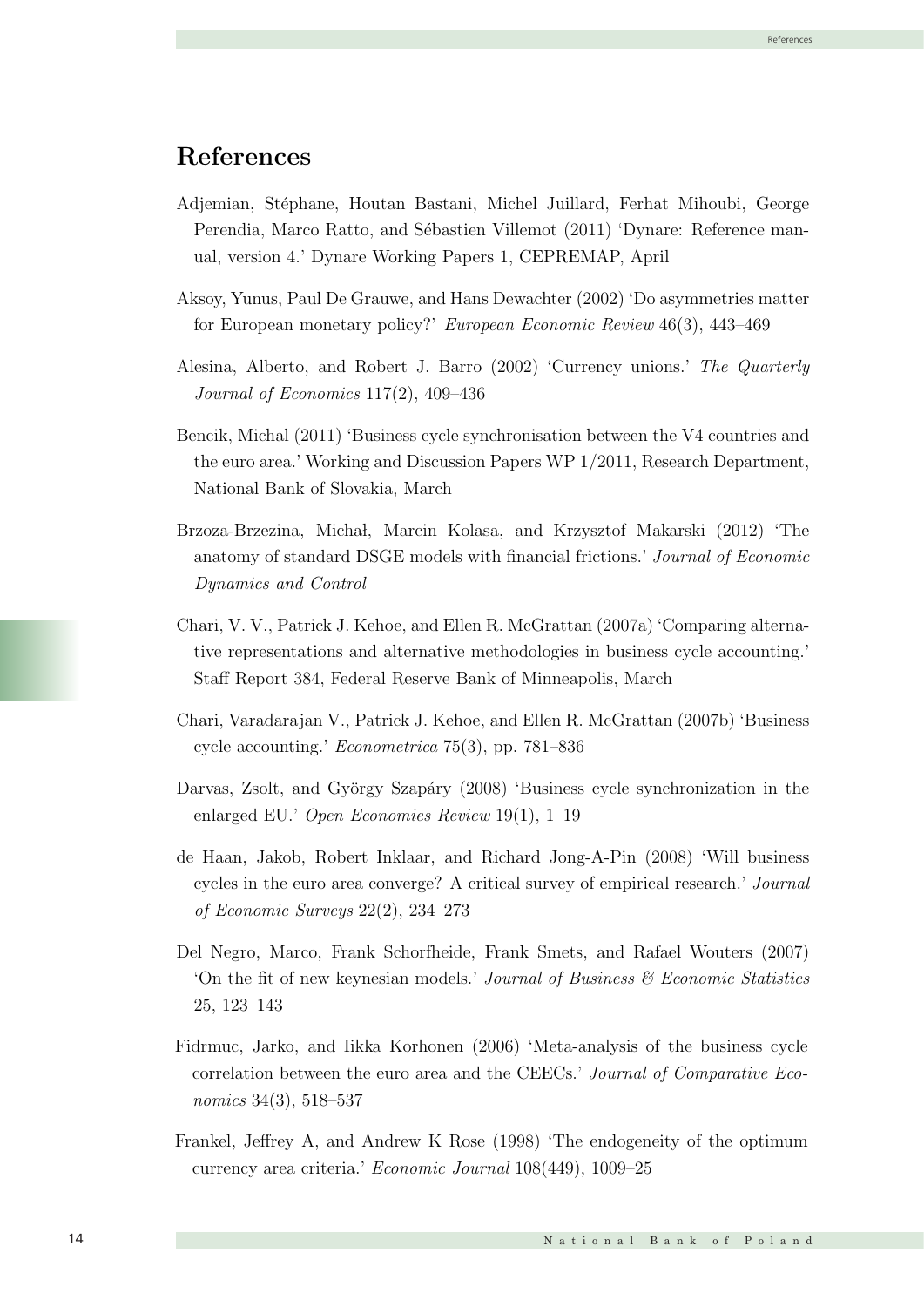# References

Adjemian, Stéphane, Houtan Bastani, Michel Juillard, Ferhat Mihoubi, George Perendia, Marco Ratto, and Sébastien Villemot (2011) 'Dynare: Reference manual, version 4.' Dynare Working Papers 1, CEPREMAP, April

Aksoy, Yunus, Paul De Grauwe, and Hans Dewachter (2002) 'Do asymmetries matter for European monetary policy?' *European Economic Review* 46(3), 443–469

Alesina, Alberto, and Robert J. Barro (2002) 'Currency unions.' *The Quarterly Journal of Economics* 117(2), 409–436

Bencik, Michal (2011) 'Business cycle synchronisation between the V4 countries and the euro area.' Working and Discussion Papers WP 1/2011, Research Department, National Bank of Slovakia, March

Brzoza-Brzezina, Michał, Marcin Kolasa, and Krzysztof Makarski (2012) 'The anatomy of standard DSGE models with financial frictions.' *Journal of Economic Dynamics and Control*

Chari, V. V., Patrick J. Kehoe, and Ellen R. McGrattan (2007a) 'Comparing alternative representations and alternative methodologies in business cycle accounting.' Staff Report 384, Federal Reserve Bank of Minneapolis, March

Chari, Varadarajan V., Patrick J. Kehoe, and Ellen R. McGrattan (2007b) 'Business cycle accounting.' *Econometrica* 75(3), pp. 781–836

Darvas, Zsolt, and György Szapáry (2008) 'Business cycle synchronization in the enlarged EU.' *Open Economies Review* 19(1), 1–19

de Haan, Jakob, Robert Inklaar, and Richard Jong-A-Pin (2008) 'Will business cycles in the euro area converge? A critical survey of empirical research.' *Journal of Economic Surveys* 22(2), 234–273

Del Negro, Marco, Frank Schorfheide, Frank Smets, and Rafael Wouters (2007) 'On the fit of new keynesian models.' *Journal of Business & Economic Statistics* 25, 123–143

Fidrmuc, Jarko, and Iikka Korhonen (2006) 'Meta-analysis of the business cycle correlation between the euro area and the CEECs.' *Journal of Comparative Economics* 34(3), 518–537

Frankel, Jeffrey A, and Andrew K Rose (1998) 'The endogeneity of the optimum currency area criteria.' *Economic Journal* 108(449), 1009–25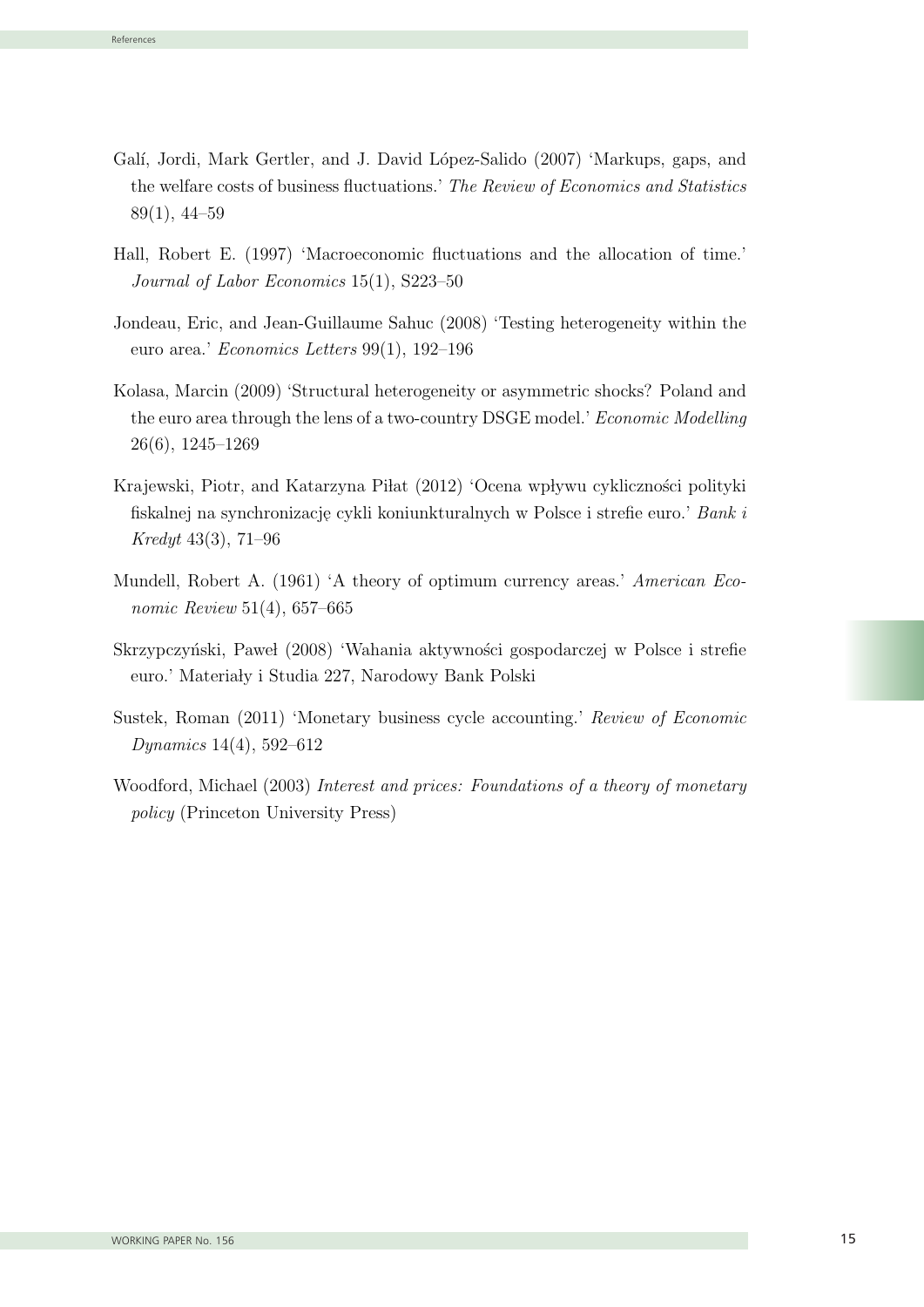Galí, Jordi, Mark Gertler, and J. David López-Salido (2007) 'Markups, gaps, and the welfare costs of business fluctuations.' *The Review of Economics and Statistics* 89(1), 44–59

Hall, Robert E. (1997) 'Macroeconomic fluctuations and the allocation of time.' *Journal of Labor Economics* 15(1), S223–50

Jondeau, Eric, and Jean-Guillaume Sahuc (2008) 'Testing heterogeneity within the euro area.' *Economics Letters* 99(1), 192–196

Kolasa, Marcin (2009) 'Structural heterogeneity or asymmetric shocks? Poland and the euro area through the lens of a two-country DSGE model.' *Economic Modelling* 26(6), 1245–1269

Krajewski, Piotr, and Katarzyna Piłat (2012) 'Ocena wpływu cykliczności polityki fiskalnej na synchronizację cykli koniunkturalnych w Polsce i strefie euro.' *Bank i Kredyt* 43(3), 71–96

Mundell, Robert A. (1961) 'A theory of optimum currency areas.' *American Economic Review* 51(4), 657–665

Skrzypczyński, Paweł (2008) 'Wahania aktywności gospodarczej w Polsce i strefie euro.' Materiały i Studia 227, Narodowy Bank Polski

Sustek, Roman (2011) 'Monetary business cycle accounting.' *Review of Economic Dynamics* 14(4), 592–612

Woodford, Michael (2003) *Interest and prices: Foundations of a theory of monetary policy* (Princeton University Press)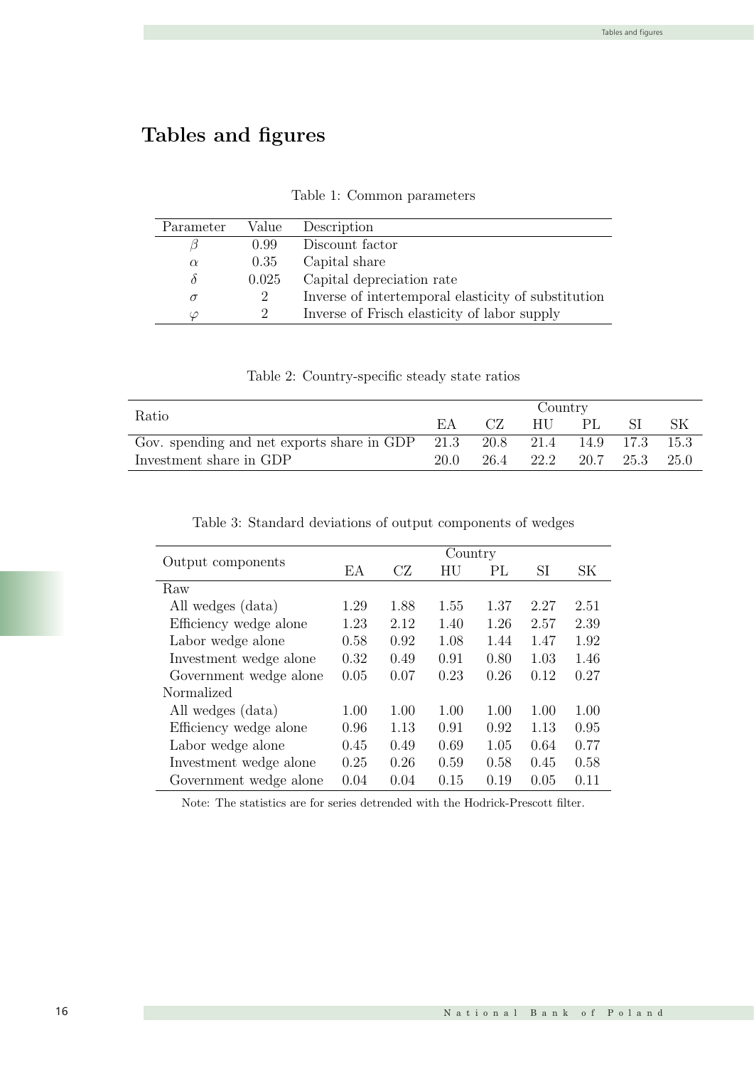# Tables and figures

Table 1: Common parameters

| Parameter | Value | Description |
|---|---|---|
| $\beta$ | 0.99 | Discount factor |
| $\alpha$ | 0.35 | Capital share |
| $\delta$ | 0.025 | Capital depreciation rate |
| $\sigma$ | 2 | Inverse of intertemporal elasticity of substitution |
| $\varphi$ | 2 | Inverse of Frisch elasticity of labor supply |

Table 2: Country-specific steady state ratios

| Ratio | Country | | | | | |
|---|---|---|---|---|---|---|
| | EA | CZ | HU | PL | SI | SK |
| Gov. spending and net exports share in GDP | 21.3 | 20.8 | 21.4 | 14.9 | 17.3 | 15.3 |
| Investment share in GDP | 20.0 | 26.4 | 22.2 | 20.7 | 25.3 | 25.0 |

Table 3: Standard deviations of output components of wedges

| Output components | Country | | | | | |
|---|---|---|---|---|---|---|
| | EA | CZ | HU | PL | SI | SK |
| Raw | | | | | | |
| All wedges (data) | 1.29 | 1.88 | 1.55 | 1.37 | 2.27 | 2.51 |
| Efficiency wedge alone | 1.23 | 2.12 | 1.40 | 1.26 | 2.57 | 2.39 |
| Labor wedge alone | 0.58 | 0.92 | 1.08 | 1.44 | 1.47 | 1.92 |
| Investment wedge alone | 0.32 | 0.49 | 0.91 | 0.80 | 1.03 | 1.46 |
| Government wedge alone | 0.05 | 0.07 | 0.23 | 0.26 | 0.12 | 0.27 |
| Normalized | | | | | | |
| All wedges (data) | 1.00 | 1.00 | 1.00 | 1.00 | 1.00 | 1.00 |
| Efficiency wedge alone | 0.96 | 1.13 | 0.91 | 0.92 | 1.13 | 0.95 |
| Labor wedge alone | 0.45 | 0.49 | 0.69 | 1.05 | 0.64 | 0.77 |
| Investment wedge alone | 0.25 | 0.26 | 0.59 | 0.58 | 0.45 | 0.58 |
| Government wedge alone | 0.04 | 0.04 | 0.15 | 0.19 | 0.05 | 0.11 |

Note: The statistics are for series detrended with the Hodrick-Prescott filter.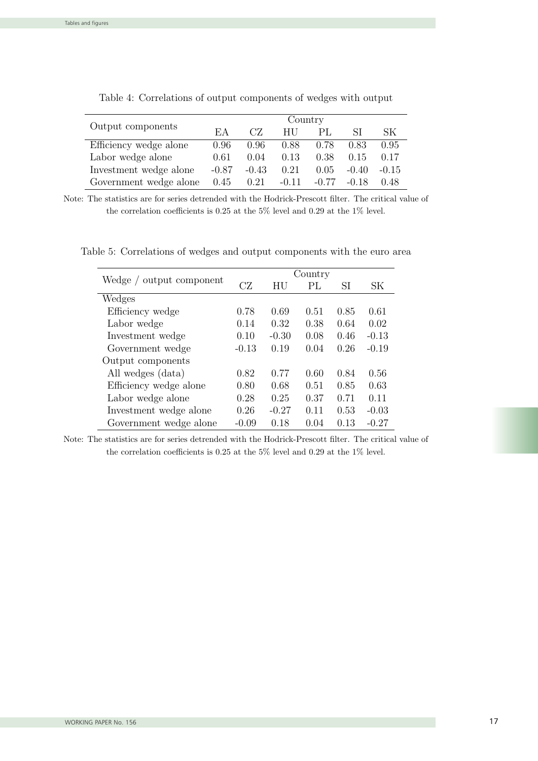Table 4: Correlations of output components of wedges with output

| Output components | Country | | | | | |
|---|---|---|---|---|---|---|
| | EA | CZ | HU | PL | SI | SK |
| Efficiency wedge alone | 0.96 | 0.96 | 0.88 | 0.78 | 0.83 | 0.95 |
| Labor wedge alone | 0.61 | 0.04 | 0.13 | 0.38 | 0.15 | 0.17 |
| Investment wedge alone | -0.87 | -0.43 | 0.21 | 0.05 | -0.40 | -0.15 |
| Government wedge alone | 0.45 | 0.21 | -0.11 | -0.77 | -0.18 | 0.48 |

Note: The statistics are for series detrended with the Hodrick-Prescott filter. The critical value of the correlation coefficients is 0.25 at the 5% level and 0.29 at the 1% level.

Table 5: Correlations of wedges and output components with the euro area

| Wedge / output component | Country | | | | |
|---|---|---|---|---|---|
| | CZ | HU | PL | SI | SK |
| Wedges | | | | | |
| Efficiency wedge | 0.78 | 0.69 | 0.51 | 0.85 | 0.61 |
| Labor wedge | 0.14 | 0.32 | 0.38 | 0.64 | 0.02 |
| Investment wedge | 0.10 | -0.30 | 0.08 | 0.46 | -0.13 |
| Government wedge | -0.13 | 0.19 | 0.04 | 0.26 | -0.19 |
| Output components | | | | | |
| All wedges (data) | 0.82 | 0.77 | 0.60 | 0.84 | 0.56 |
| Efficiency wedge alone | 0.80 | 0.68 | 0.51 | 0.85 | 0.63 |
| Labor wedge alone | 0.28 | 0.25 | 0.37 | 0.71 | 0.11 |
| Investment wedge alone | 0.26 | -0.27 | 0.11 | 0.53 | -0.03 |
| Government wedge alone | -0.09 | 0.18 | 0.04 | 0.13 | -0.27 |

Note: The statistics are for series detrended with the Hodrick-Prescott filter. The critical value of the correlation coefficients is 0.25 at the 5% level and 0.29 at the 1% level.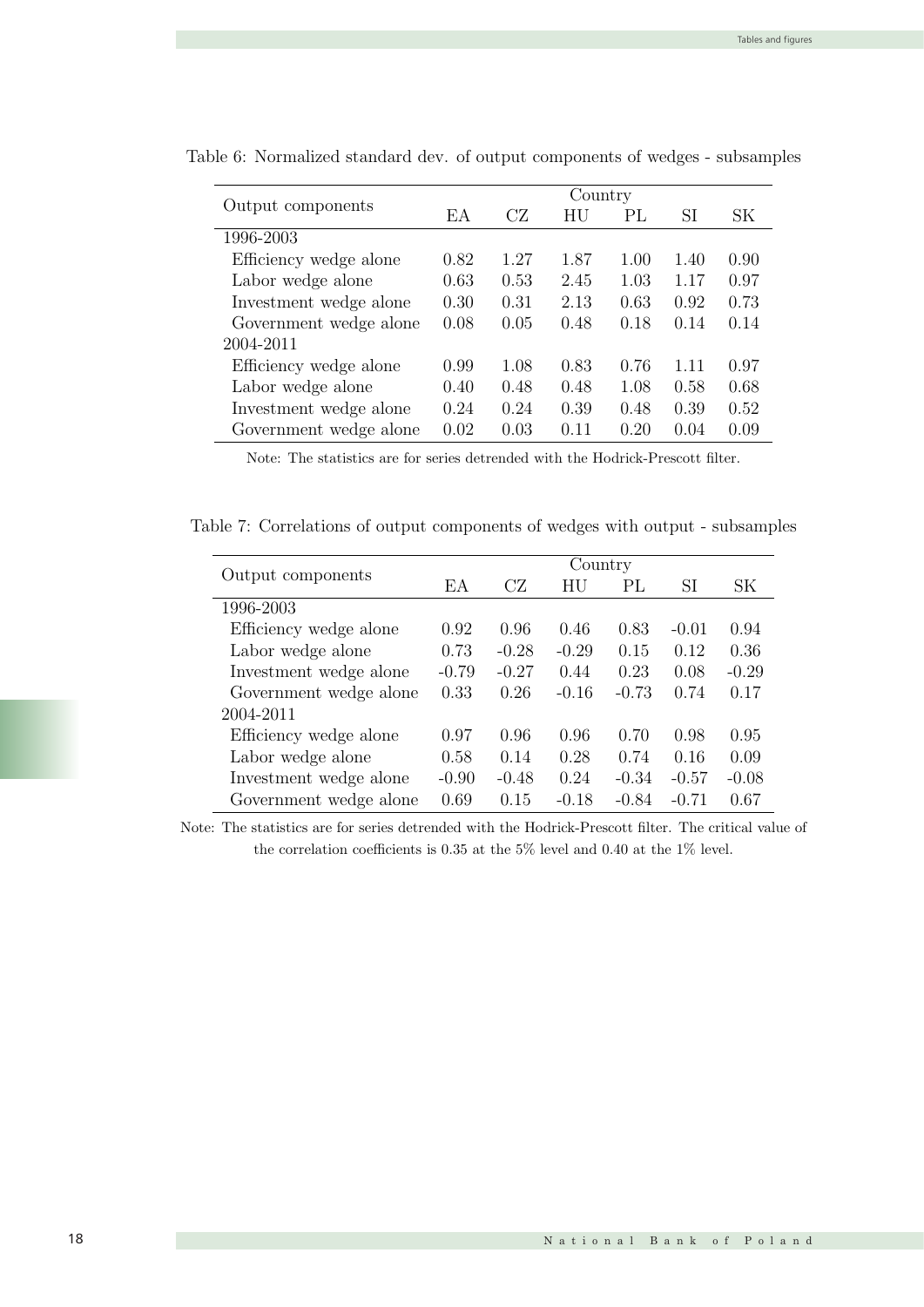Table 6: Normalized standard dev. of output components of wedges - subsamples

| Output components | Country | | | | | |
|---|---|---|---|---|---|---|
| | EA | CZ | HU | PL | SI | SK |
| 1996-2003 | | | | | | |
| Efficiency wedge alone | 0.82 | 1.27 | 1.87 | 1.00 | 1.40 | 0.90 |
| Labor wedge alone | 0.63 | 0.53 | 2.45 | 1.03 | 1.17 | 0.97 |
| Investment wedge alone | 0.30 | 0.31 | 2.13 | 0.63 | 0.92 | 0.73 |
| Government wedge alone | 0.08 | 0.05 | 0.48 | 0.18 | 0.14 | 0.14 |
| 2004-2011 | | | | | | |
| Efficiency wedge alone | 0.99 | 1.08 | 0.83 | 0.76 | 1.11 | 0.97 |
| Labor wedge alone | 0.40 | 0.48 | 0.48 | 1.08 | 0.58 | 0.68 |
| Investment wedge alone | 0.24 | 0.24 | 0.39 | 0.48 | 0.39 | 0.52 |
| Government wedge alone | 0.02 | 0.03 | 0.11 | 0.20 | 0.04 | 0.09 |

Note: The statistics are for series detrended with the Hodrick-Prescott filter.

Table 7: Correlations of output components of wedges with output - subsamples

| Output components | Country | | | | | |
|---|---|---|---|---|---|---|
| | EA | CZ | HU | PL | SI | SK |
| 1996-2003 | | | | | | |
| Efficiency wedge alone | 0.92 | 0.96 | 0.46 | 0.83 | -0.01 | 0.94 |
| Labor wedge alone | 0.73 | -0.28 | -0.29 | 0.15 | 0.12 | 0.36 |
| Investment wedge alone | -0.79 | -0.27 | 0.44 | 0.23 | 0.08 | -0.29 |
| Government wedge alone | 0.33 | 0.26 | -0.16 | -0.73 | 0.74 | 0.17 |
| 2004-2011 | | | | | | |
| Efficiency wedge alone | 0.97 | 0.96 | 0.96 | 0.70 | 0.98 | 0.95 |
| Labor wedge alone | 0.58 | 0.14 | 0.28 | 0.74 | 0.16 | 0.09 |
| Investment wedge alone | -0.90 | -0.48 | 0.24 | -0.34 | -0.57 | -0.08 |
| Government wedge alone | 0.69 | 0.15 | -0.18 | -0.84 | -0.71 | 0.67 |

Note: The statistics are for series detrended with the Hodrick-Prescott filter. The critical value of the correlation coefficients is 0.35 at the 5% level and 0.40 at the 1% level.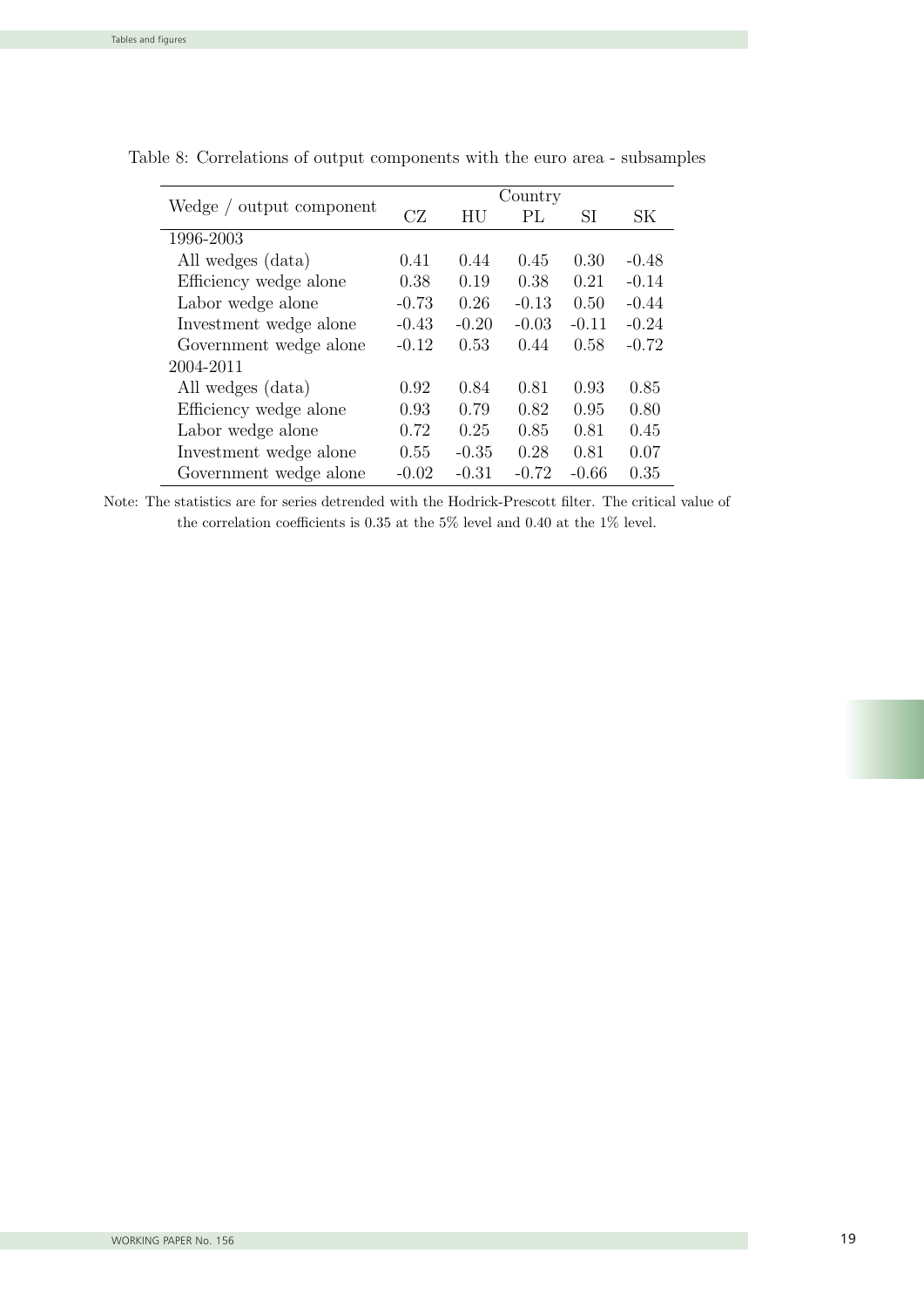Table 8: Correlations of output components with the euro area - subsamples

| Wedge / output component | Country | | | | |
|---|---|---|---|---|---|
| | CZ | HU | PL | SI | SK |
| 1996-2003 | | | | | |
| All wedges (data) | 0.41 | 0.44 | 0.45 | 0.30 | -0.48 |
| Efficiency wedge alone | 0.38 | 0.19 | 0.38 | 0.21 | -0.14 |
| Labor wedge alone | -0.73 | 0.26 | -0.13 | 0.50 | -0.44 |
| Investment wedge alone | -0.43 | -0.20 | -0.03 | -0.11 | -0.24 |
| Government wedge alone | -0.12 | 0.53 | 0.44 | 0.58 | -0.72 |
| 2004-2011 | | | | | |
| All wedges (data) | 0.92 | 0.84 | 0.81 | 0.93 | 0.85 |
| Efficiency wedge alone | 0.93 | 0.79 | 0.82 | 0.95 | 0.80 |
| Labor wedge alone | 0.72 | 0.25 | 0.85 | 0.81 | 0.45 |
| Investment wedge alone | 0.55 | -0.35 | 0.28 | 0.81 | 0.07 |
| Government wedge alone | -0.02 | -0.31 | -0.72 | -0.66 | 0.35 |

Note: The statistics are for series detrended with the Hodrick-Prescott filter. The critical value of the correlation coefficients is 0.35 at the 5% level and 0.40 at the 1% level.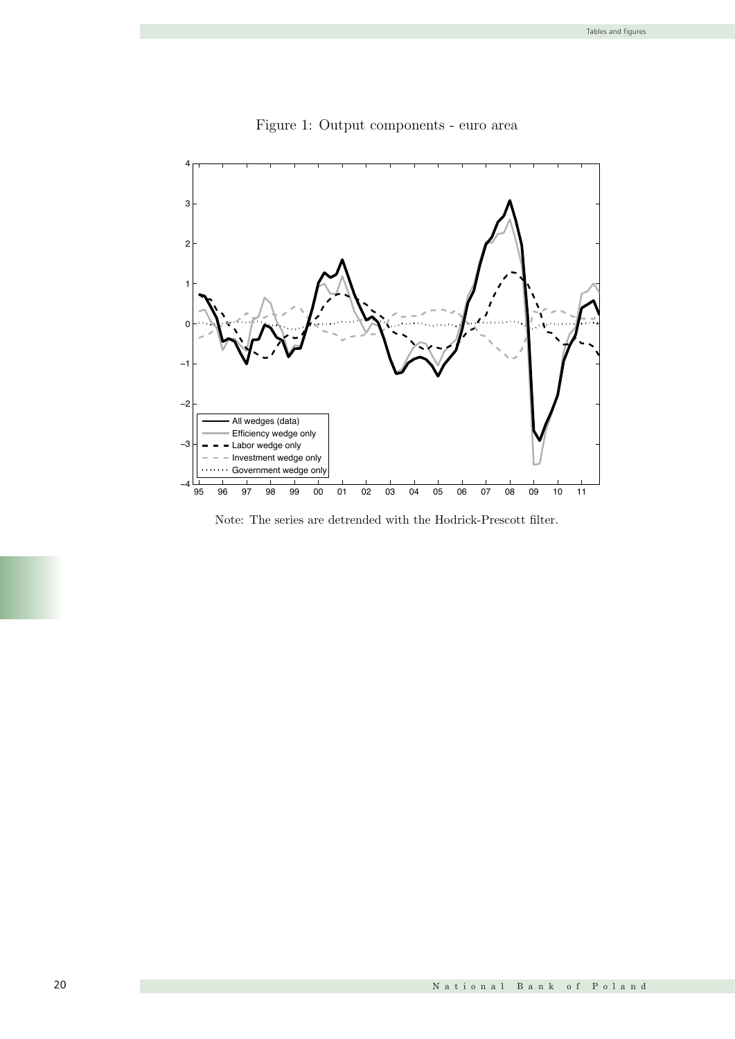Figure 1: Output components - euro area

Note: The series are detrended with the Hodrick-Prescott filter.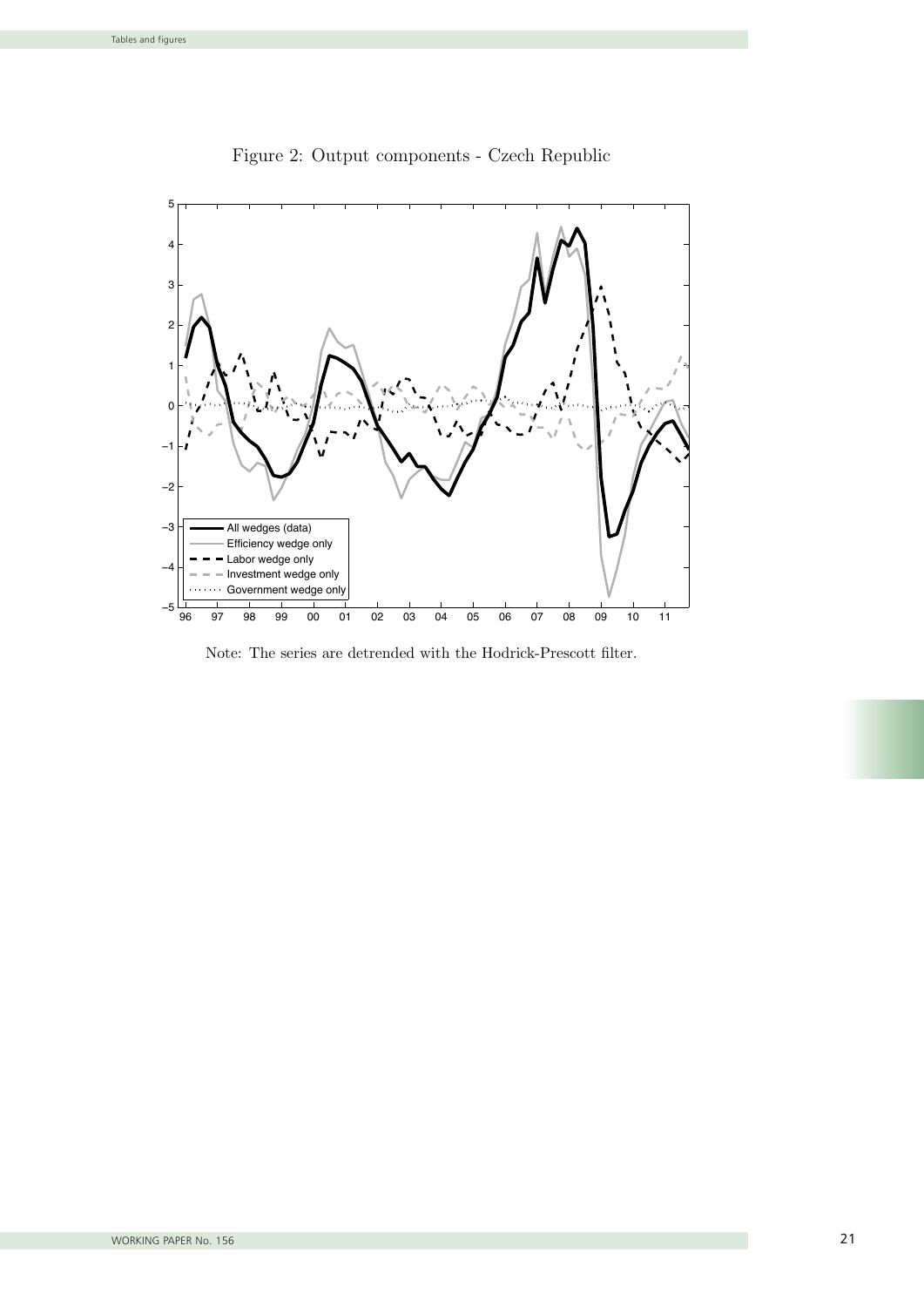Figure 2: Output components - Czech Republic

Note: The series are detrended with the Hodrick-Prescott filter.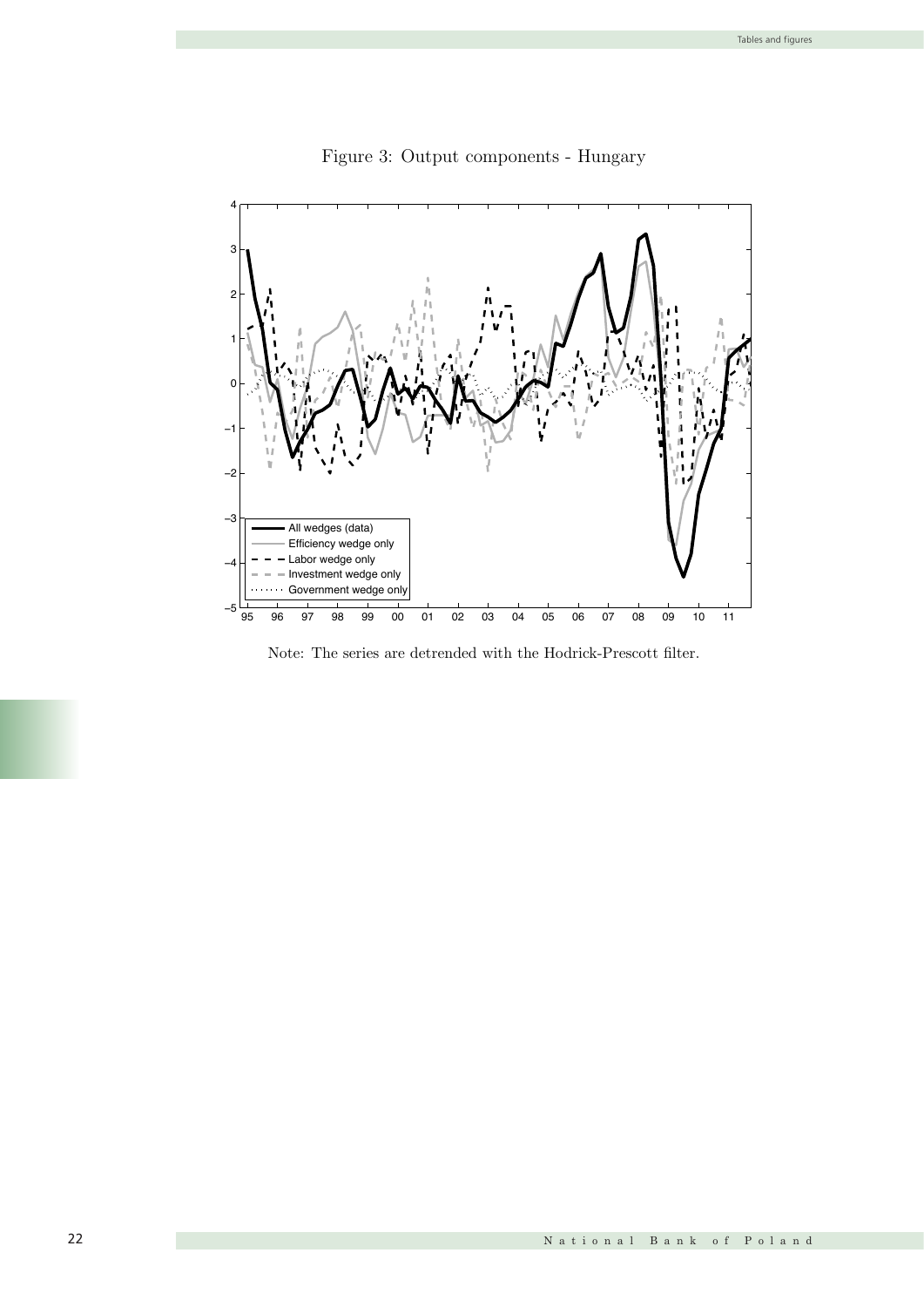Figure 3: Output components - Hungary

Note: The series are detrended with the Hodrick-Prescott filter.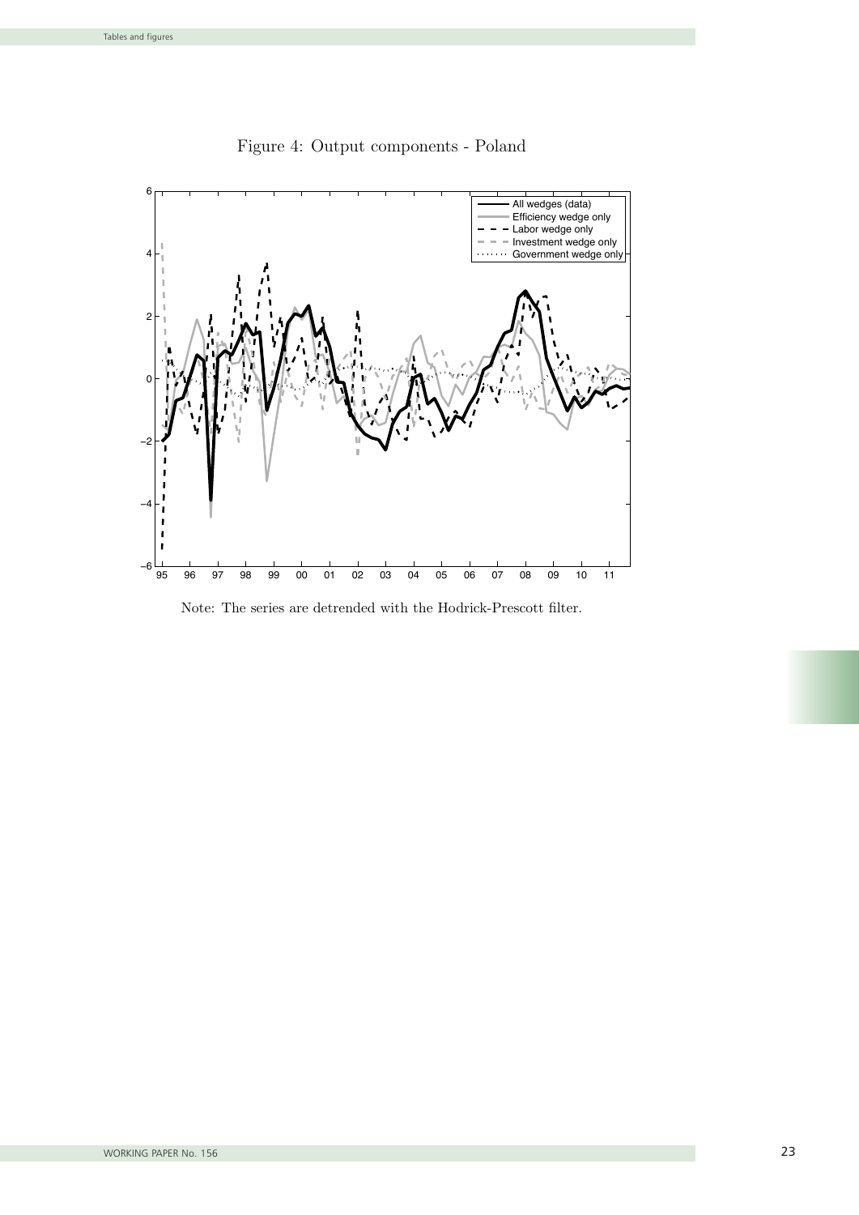Figure 4: Output components - Poland

Note: The series are detrended with the Hodrick-Prescott filter.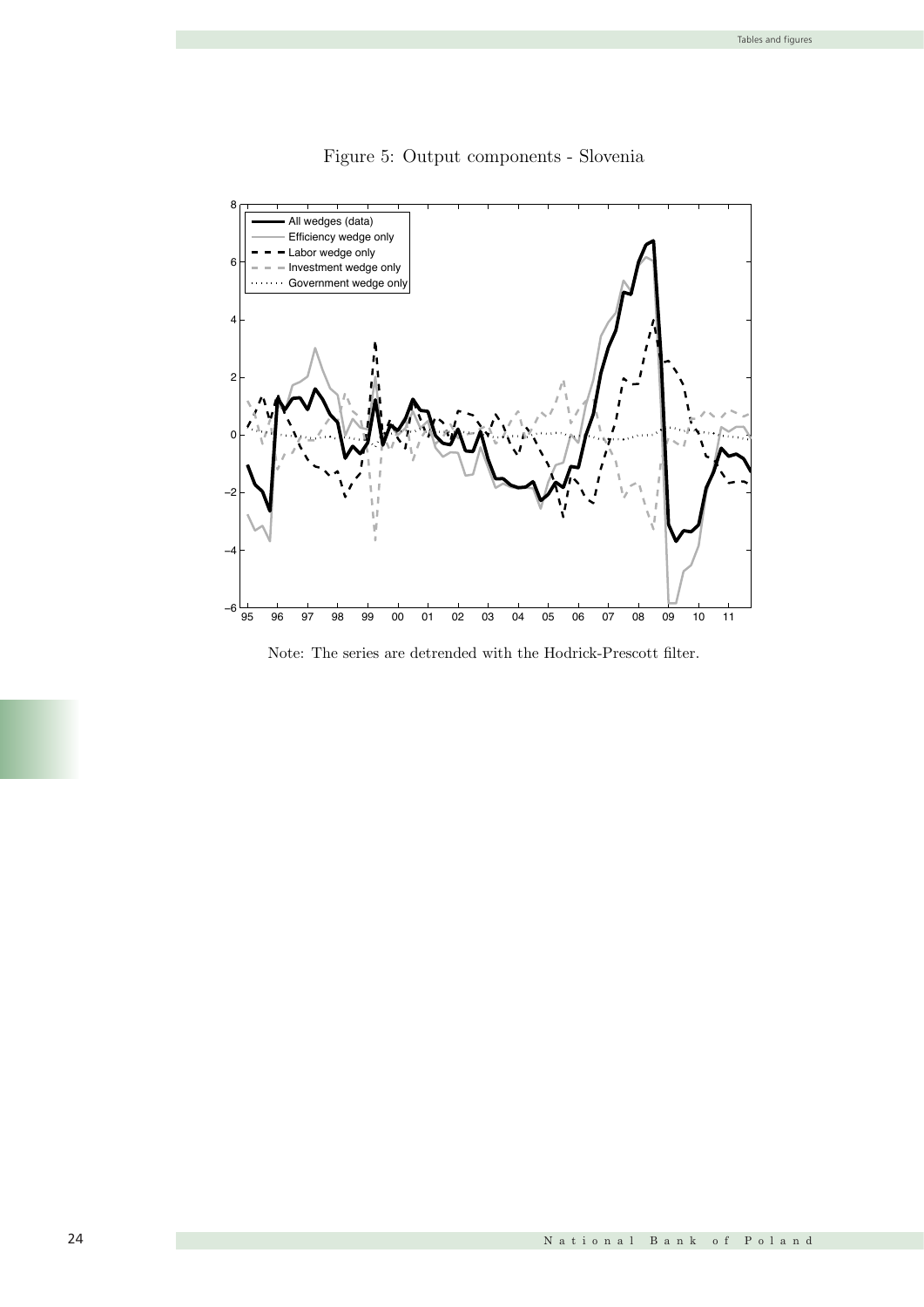Figure 5: Output components - Slovenia

Note: The series are detrended with the Hodrick-Prescott filter.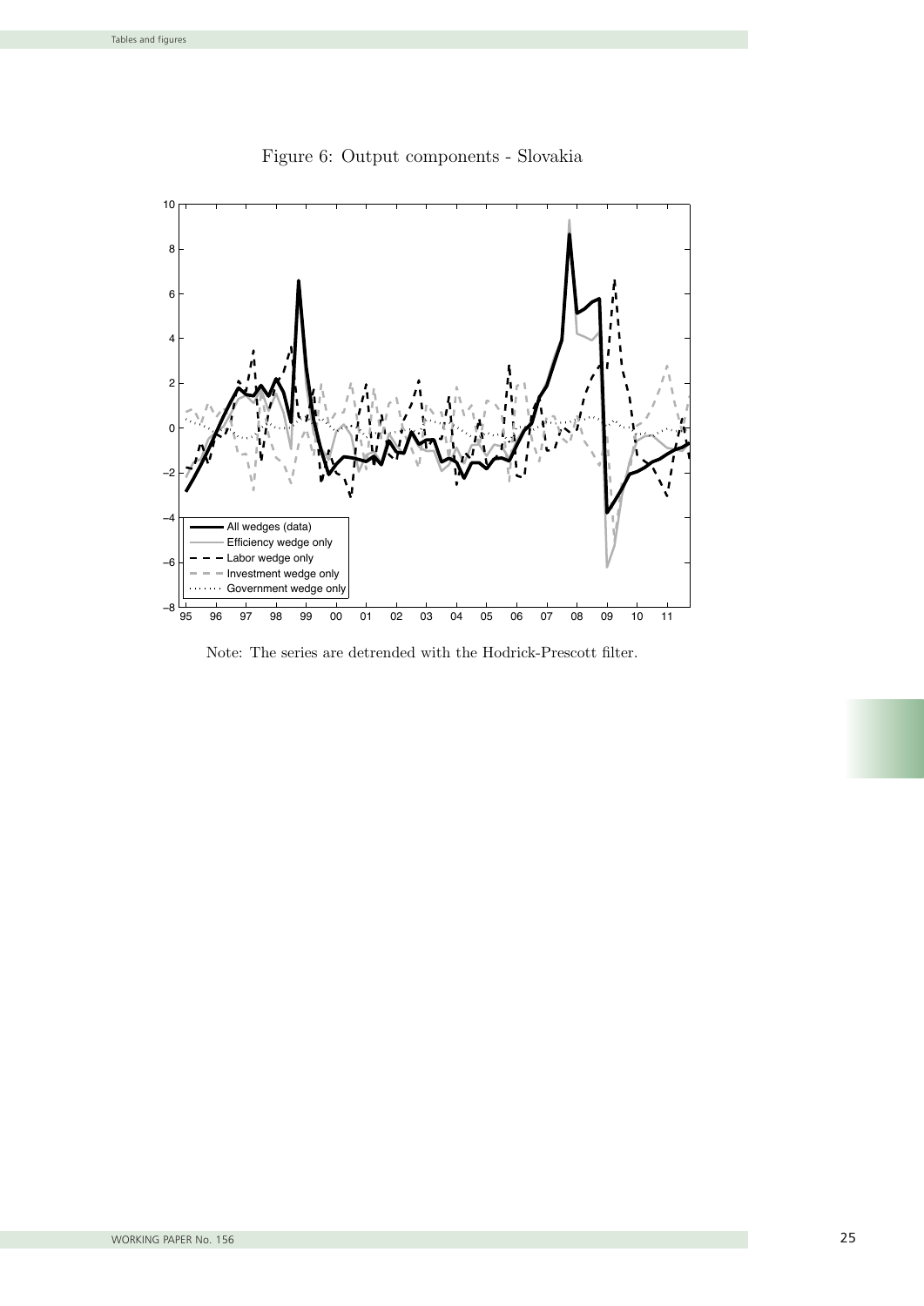Figure 6: Output components - Slovakia

Note: The series are detrended with the Hodrick-Prescott filter.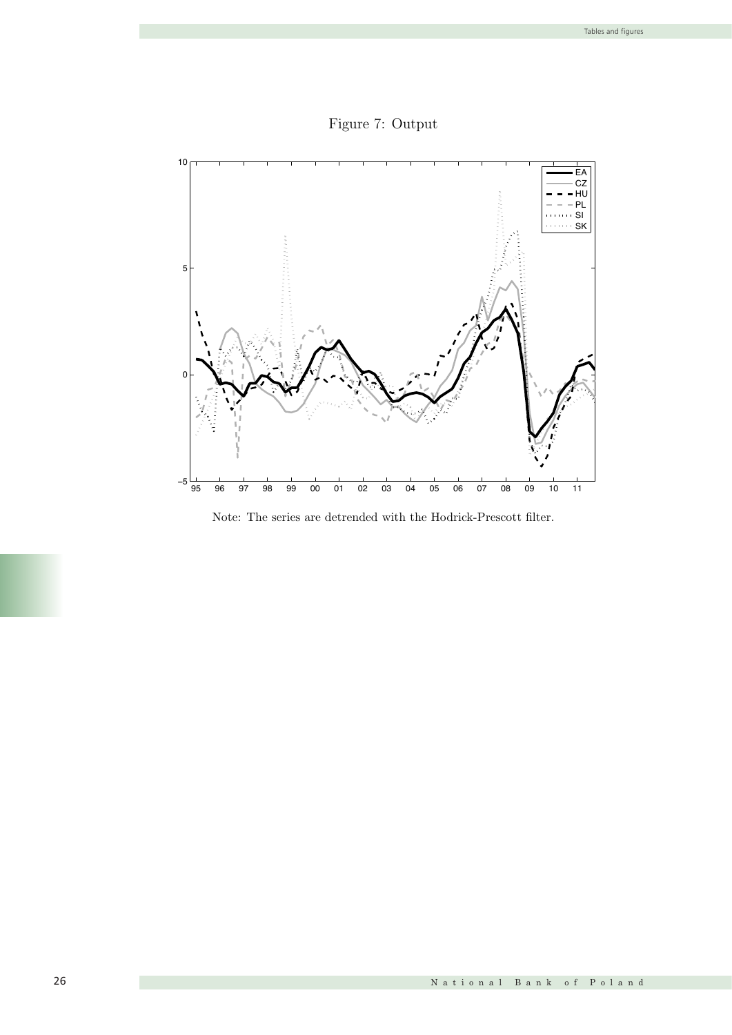Figure 7: Output

10
5
0
−5

95 96 97 98 99 00 01 02 03 04 05 06 07 08 09 10 11

EA
CZ
HU
PL
SI
SK

Note: The series are detrended with the Hodrick-Prescott filter.